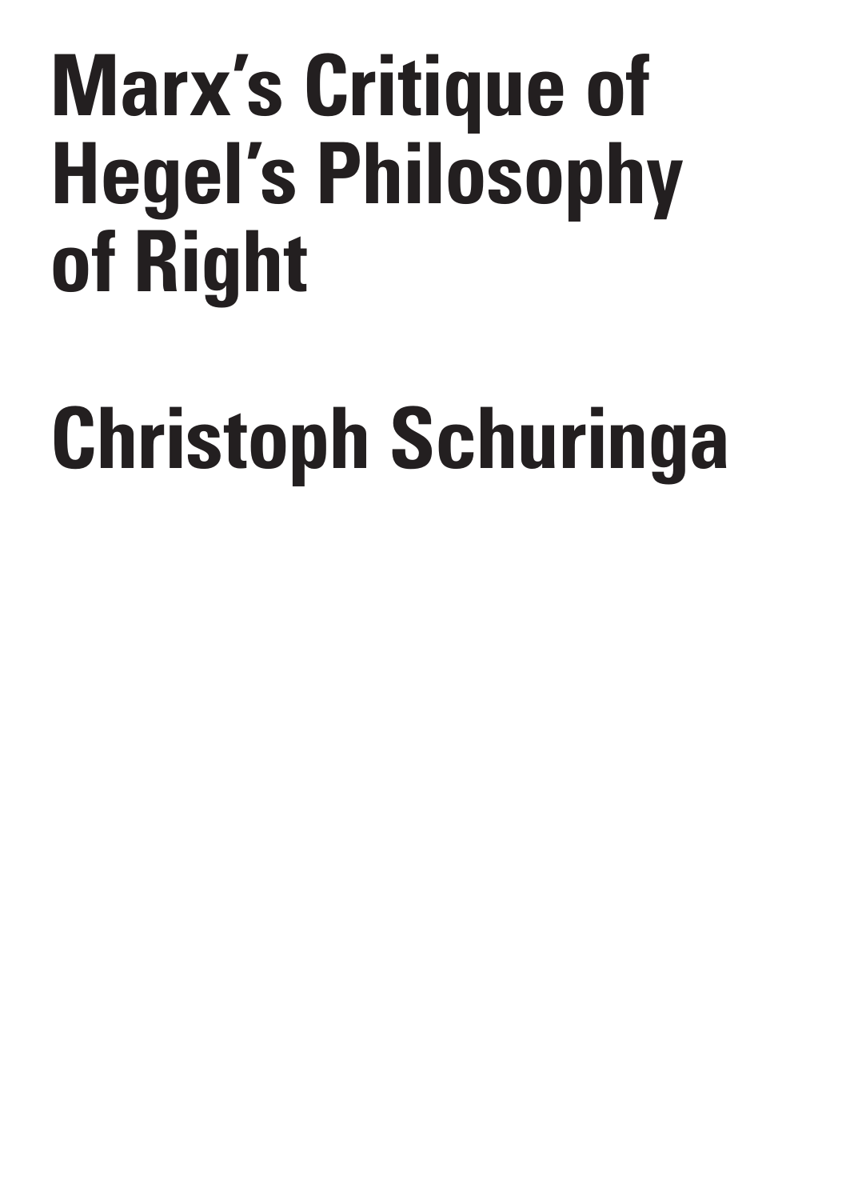# Marx's Critique of Hegel's Philosophy of Right

# Christoph Schuringa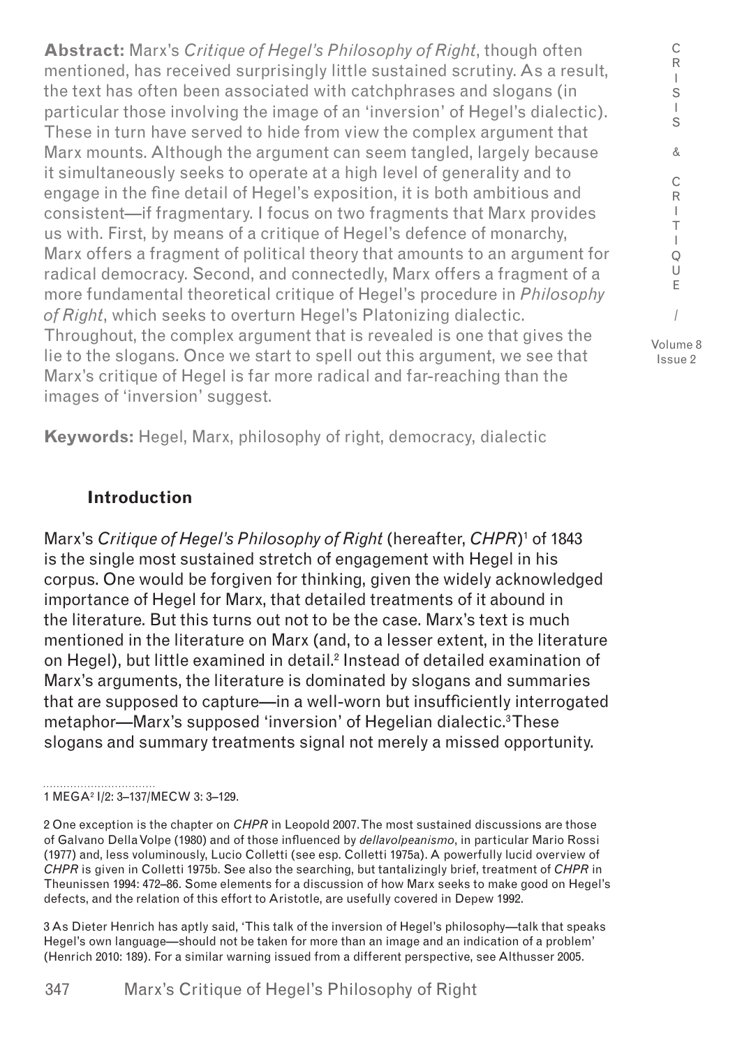**Abstract:** Marx's *Critique of Hegel's Philosophy of Right*, though often mentioned, has received surprisingly little sustained scrutiny. As a result, the text has often been associated with catchphrases and slogans (in particular those involving the image of an 'inversion' of Hegel's dialectic). These in turn have served to hide from view the complex argument that Marx mounts. Although the argument can seem tangled, largely because it simultaneously seeks to operate at a high level of generality and to engage in the fine detail of Hegel's exposition, it is both ambitious and consistent—if fragmentary. I focus on two fragments that Marx provides us with. First, by means of a critique of Hegel's defence of monarchy, Marx offers a fragment of political theory that amounts to an argument for radical democracy. Second, and connectedly, Marx offers a fragment of a more fundamental theoretical critique of Hegel's procedure in *Philosophy of Right*, which seeks to overturn Hegel's Platonizing dialectic. Throughout, the complex argument that is revealed is one that gives the lie to the slogans. Once we start to spell out this argument, we see that Marx's critique of Hegel is far more radical and far-reaching than the images of 'inversion' suggest.

**Keywords:** Hegel, Marx, philosophy of right, democracy, dialectic

## Introduction

Marx's *Critique of Hegel's Philosophy of Right* (hereafter, *CHPR*)[1] of 1843 is the single most sustained stretch of engagement with Hegel in his corpus. One would be forgiven for thinking, given the widely acknowledged importance of Hegel for Marx, that detailed treatments of it abound in the literature. But this turns out not to be the case. Marx's text is much mentioned in the literature on Marx (and, to a lesser extent, in the literature on Hegel), but little examined in detail.[2] Instead of detailed examination of Marx's arguments, the literature is dominated by slogans and summaries that are supposed to capture—in a well-worn but insufficiently interrogated metaphor—Marx's supposed 'inversion' of Hegelian dialectic.[3] These slogans and summary treatments signal not merely a missed opportunity.

1 MEGA² I/2: 3–137/MECW 3: 3–129.

2 One exception is the chapter on *CHPR* in Leopold 2007. The most sustained discussions are those of Galvano Della Volpe (1980) and of those influenced by *dellavolpeanismo*, in particular Mario Rossi (1977) and, less voluminously, Lucio Colletti (see esp. Colletti 1975a). A powerfully lucid overview of *CHPR* is given in Colletti 1975b. See also the searching, but tantalizingly brief, treatment of *CHPR* in Theunissen 1994: 472–86. Some elements for a discussion of how Marx seeks to make good on Hegel's defects, and the relation of this effort to Aristotle, are usefully covered in Depew 1992.

3 As Dieter Henrich has aptly said, 'This talk of the inversion of Hegel's philosophy—talk that speaks Hegel's own language—should not be taken for more than an image and an indication of a problem' (Henrich 2010: 189). For a similar warning issued from a different perspective, see Althusser 2005.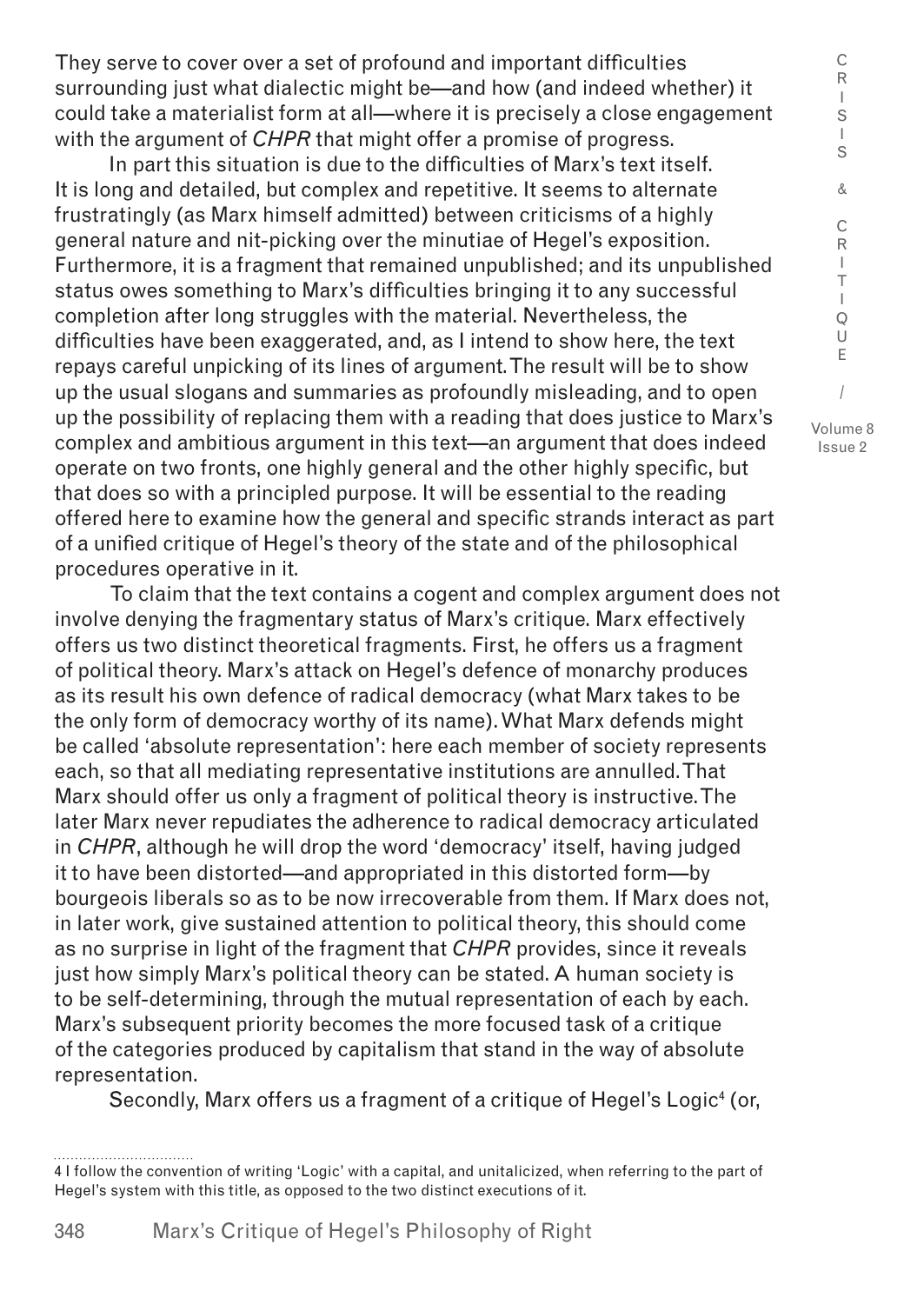They serve to cover over a set of profound and important difficulties surrounding just what dialectic might be—and how (and indeed whether) it could take a materialist form at all—where it is precisely a close engagement with the argument of *CHPR* that might offer a promise of progress.

In part this situation is due to the difficulties of Marx's text itself. It is long and detailed, but complex and repetitive. It seems to alternate frustratingly (as Marx himself admitted) between criticisms of a highly general nature and nit-picking over the minutiae of Hegel's exposition. Furthermore, it is a fragment that remained unpublished; and its unpublished status owes something to Marx's difficulties bringing it to any successful completion after long struggles with the material. Nevertheless, the difficulties have been exaggerated, and, as I intend to show here, the text repays careful unpicking of its lines of argument. The result will be to show up the usual slogans and summaries as profoundly misleading, and to open up the possibility of replacing them with a reading that does justice to Marx's complex and ambitious argument in this text—an argument that does indeed operate on two fronts, one highly general and the other highly specific, but that does so with a principled purpose. It will be essential to the reading offered here to examine how the general and specific strands interact as part of a unified critique of Hegel's theory of the state and of the philosophical procedures operative in it.

To claim that the text contains a cogent and complex argument does not involve denying the fragmentary status of Marx's critique. Marx effectively offers us two distinct theoretical fragments. First, he offers us a fragment of political theory. Marx's attack on Hegel's defence of monarchy produces as its result his own defence of radical democracy (what Marx takes to be the only form of democracy worthy of its name). What Marx defends might be called 'absolute representation': here each member of society represents each, so that all mediating representative institutions are annulled. That Marx should offer us only a fragment of political theory is instructive. The later Marx never repudiates the adherence to radical democracy articulated in *CHPR*, although he will drop the word 'democracy' itself, having judged it to have been distorted—and appropriated in this distorted form—by bourgeois liberals so as to be now irrecoverable from them. If Marx does not, in later work, give sustained attention to political theory, this should come as no surprise in light of the fragment that *CHPR* provides, since it reveals just how simply Marx's political theory can be stated. A human society is to be self-determining, through the mutual representation of each by each. Marx's subsequent priority becomes the more focused task of a critique of the categories produced by capitalism that stand in the way of absolute representation.

Secondly, Marx offers us a fragment of a critique of Hegel's Logic[4] (or,

---

4 I follow the convention of writing 'Logic' with a capital, and unitalicized, when referring to the part of Hegel's system with this title, as opposed to the two distinct executions of it.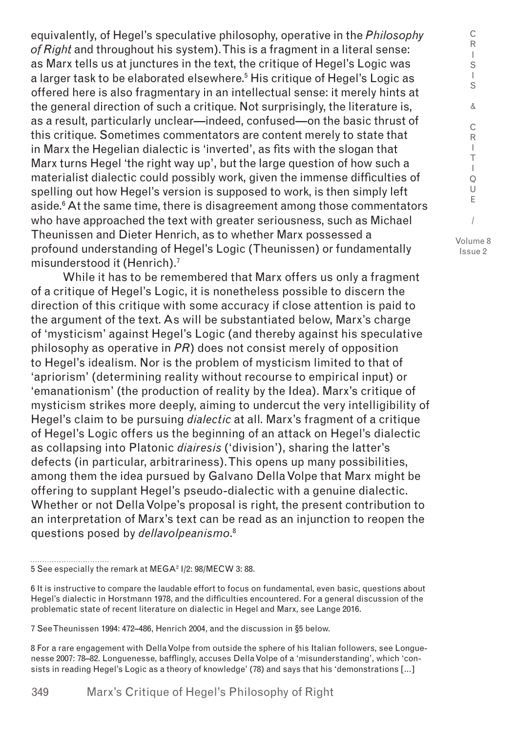equivalently, of Hegel's speculative philosophy, operative in the *Philosophy of Right* and throughout his system). This is a fragment in a literal sense: as Marx tells us at junctures in the text, the critique of Hegel's Logic was a larger task to be elaborated elsewhere.[5] His critique of Hegel's Logic as offered here is also fragmentary in an intellectual sense: it merely hints at the general direction of such a critique. Not surprisingly, the literature is, as a result, particularly unclear—indeed, confused—on the basic thrust of this critique. Sometimes commentators are content merely to state that in Marx the Hegelian dialectic is 'inverted', as fits with the slogan that Marx turns Hegel 'the right way up', but the large question of how such a materialist dialectic could possibly work, given the immense difficulties of spelling out how Hegel's version is supposed to work, is then simply left aside.[6] At the same time, there is disagreement among those commentators who have approached the text with greater seriousness, such as Michael Theunissen and Dieter Henrich, as to whether Marx possessed a profound understanding of Hegel's Logic (Theunissen) or fundamentally misunderstood it (Henrich).[7]

While it has to be remembered that Marx offers us only a fragment of a critique of Hegel's Logic, it is nonetheless possible to discern the direction of this critique with some accuracy if close attention is paid to the argument of the text. As will be substantiated below, Marx's charge of 'mysticism' against Hegel's Logic (and thereby against his speculative philosophy as operative in *PR*) does not consist merely of opposition to Hegel's idealism. Nor is the problem of mysticism limited to that of 'apriorism' (determining reality without recourse to empirical input) or 'emanationism' (the production of reality by the Idea). Marx's critique of mysticism strikes more deeply, aiming to undercut the very intelligibility of Hegel's claim to be pursuing *dialectic* at all. Marx's fragment of a critique of Hegel's Logic offers us the beginning of an attack on Hegel's dialectic as collapsing into Platonic *diairesis* ('division'), sharing the latter's defects (in particular, arbitrariness). This opens up many possibilities, among them the idea pursued by Galvano Della Volpe that Marx might be offering to supplant Hegel's pseudo-dialectic with a genuine dialectic. Whether or not Della Volpe's proposal is right, the present contribution to an interpretation of Marx's text can be read as an injunction to reopen the questions posed by *dellavolpeanismo*.[8]

---

5 See especially the remark at MEGA² I/2: 98/MECW 3: 88.

6 It is instructive to compare the laudable effort to focus on fundamental, even basic, questions about Hegel's dialectic in Horstmann 1978, and the difficulties encountered. For a general discussion of the problematic state of recent literature on dialectic in Hegel and Marx, see Lange 2016.

7 See Theunissen 1994: 472–486, Henrich 2004, and the discussion in §5 below.

8 For a rare engagement with Della Volpe from outside the sphere of his Italian followers, see Longuenesse 2007: 78–82. Longuenesse, bafflingly, accuses Della Volpe of a 'misunderstanding', which 'consists in reading Hegel's Logic as a theory of knowledge' (78) and says that his 'demonstrations [...]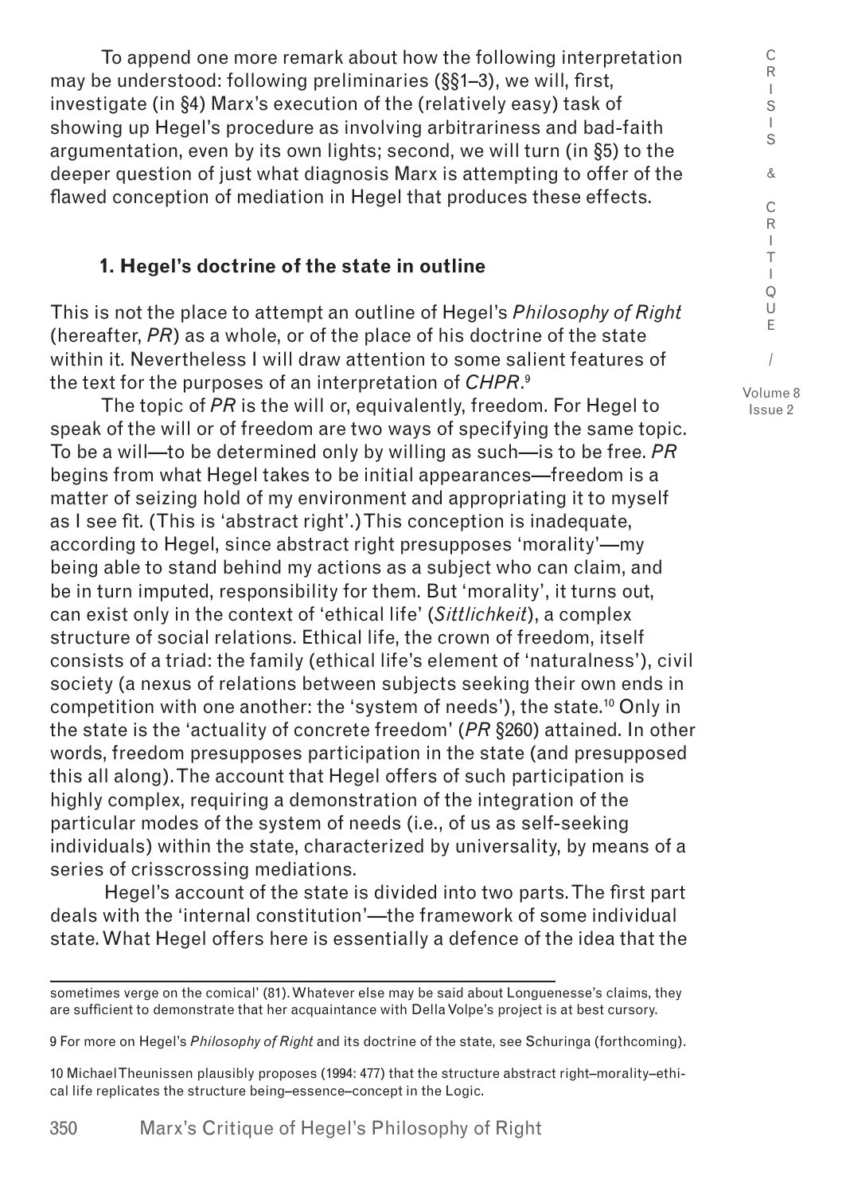To append one more remark about how the following interpretation may be understood: following preliminaries (§§1–3), we will, first, investigate (in §4) Marx's execution of the (relatively easy) task of showing up Hegel's procedure as involving arbitrariness and bad-faith argumentation, even by its own lights; second, we will turn (in §5) to the deeper question of just what diagnosis Marx is attempting to offer of the flawed conception of mediation in Hegel that produces these effects.

## 1. Hegel's doctrine of the state in outline

This is not the place to attempt an outline of Hegel's *Philosophy of Right* (hereafter, *PR*) as a whole, or of the place of his doctrine of the state within it. Nevertheless I will draw attention to some salient features of the text for the purposes of an interpretation of *CHPR*.[9]

The topic of *PR* is the will or, equivalently, freedom. For Hegel to speak of the will or of freedom are two ways of specifying the same topic. To be a will—to be determined only by willing as such—is to be free. *PR* begins from what Hegel takes to be initial appearances—freedom is a matter of seizing hold of my environment and appropriating it to myself as I see fit. (This is 'abstract right'.) This conception is inadequate, according to Hegel, since abstract right presupposes 'morality'—my being able to stand behind my actions as a subject who can claim, and be in turn imputed, responsibility for them. But 'morality', it turns out, can exist only in the context of 'ethical life' (*Sittlichkeit*), a complex structure of social relations. Ethical life, the crown of freedom, itself consists of a triad: the family (ethical life's element of 'naturalness'), civil society (a nexus of relations between subjects seeking their own ends in competition with one another: the 'system of needs'), the state.[10] Only in the state is the 'actuality of concrete freedom' (*PR* §260) attained. In other words, freedom presupposes participation in the state (and presupposed this all along). The account that Hegel offers of such participation is highly complex, requiring a demonstration of the integration of the particular modes of the system of needs (i.e., of us as self-seeking individuals) within the state, characterized by universality, by means of a series of crisscrossing mediations.

Hegel's account of the state is divided into two parts. The first part deals with the 'internal constitution'—the framework of some individual state. What Hegel offers here is essentially a defence of the idea that the

---

sometimes verge on the comical' (81). Whatever else may be said about Longuenesse's claims, they are sufficient to demonstrate that her acquaintance with Della Volpe's project is at best cursory.

9 For more on Hegel's *Philosophy of Right* and its doctrine of the state, see Schuringa (forthcoming).

10 Michael Theunissen plausibly proposes (1994: 477) that the structure abstract right–morality–ethical life replicates the structure being–essence–concept in the Logic.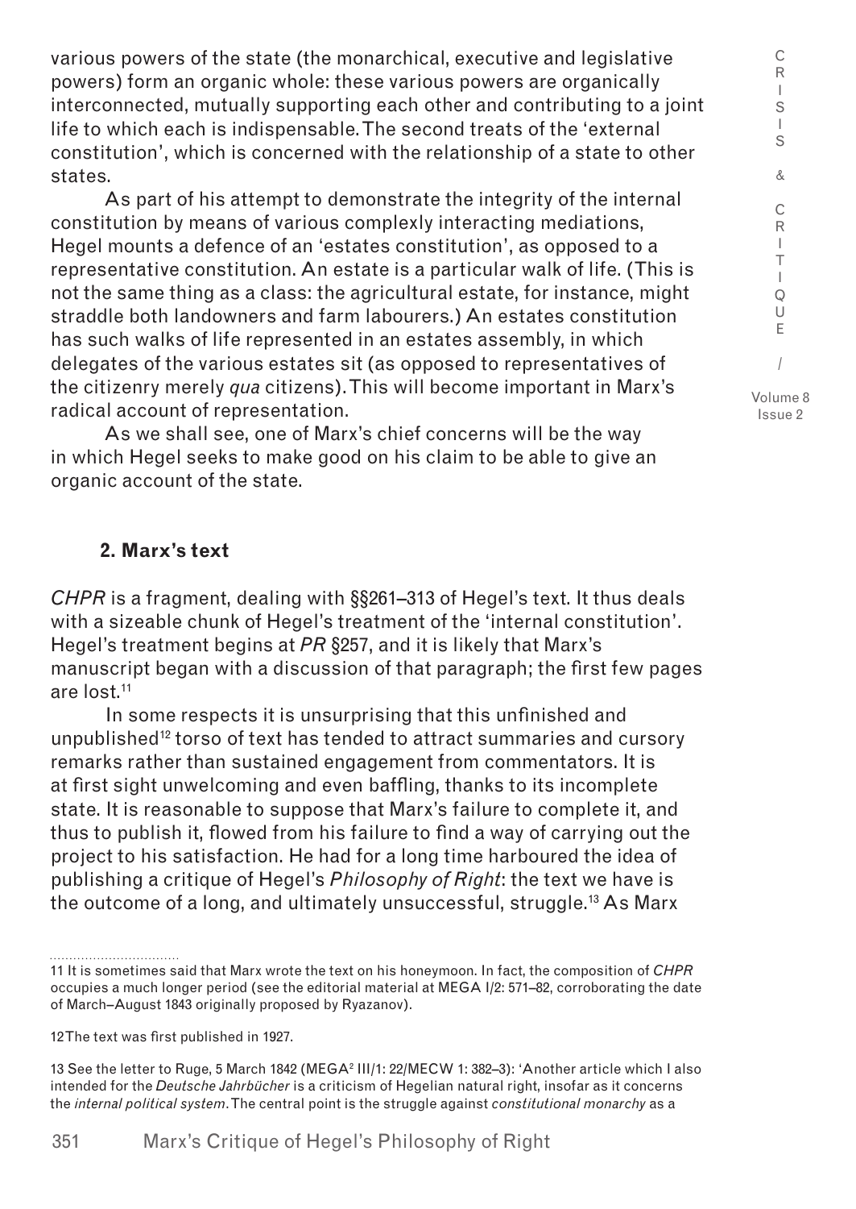various powers of the state (the monarchical, executive and legislative powers) form an organic whole: these various powers are organically interconnected, mutually supporting each other and contributing to a joint life to which each is indispensable. The second treats of the 'external constitution', which is concerned with the relationship of a state to other states.

As part of his attempt to demonstrate the integrity of the internal constitution by means of various complexly interacting mediations, Hegel mounts a defence of an 'estates constitution', as opposed to a representative constitution. An estate is a particular walk of life. (This is not the same thing as a class: the agricultural estate, for instance, might straddle both landowners and farm labourers.) An estates constitution has such walks of life represented in an estates assembly, in which delegates of the various estates sit (as opposed to representatives of the citizenry merely *qua* citizens). This will become important in Marx's radical account of representation.

As we shall see, one of Marx's chief concerns will be the way in which Hegel seeks to make good on his claim to be able to give an organic account of the state.

## 2. Marx's text

*CHPR* is a fragment, dealing with §§261–313 of Hegel's text. It thus deals with a sizeable chunk of Hegel's treatment of the 'internal constitution'. Hegel's treatment begins at *PR* §257, and it is likely that Marx's manuscript began with a discussion of that paragraph; the first few pages are lost.[11]

In some respects it is unsurprising that this unfinished and unpublished[12] torso of text has tended to attract summaries and cursory remarks rather than sustained engagement from commentators. It is at first sight unwelcoming and even baffling, thanks to its incomplete state. It is reasonable to suppose that Marx's failure to complete it, and thus to publish it, flowed from his failure to find a way of carrying out the project to his satisfaction. He had for a long time harboured the idea of publishing a critique of Hegel's *Philosophy of Right*: the text we have is the outcome of a long, and ultimately unsuccessful, struggle.[13] As Marx

---

11 It is sometimes said that Marx wrote the text on his honeymoon. In fact, the composition of *CHPR* occupies a much longer period (see the editorial material at MEGA I/2: 571–82, corroborating the date of March–August 1843 originally proposed by Ryazanov).

12 The text was first published in 1927.

13 See the letter to Ruge, 5 March 1842 (MEGA² III/1: 22/MECW 1: 382–3): 'Another article which I also intended for the *Deutsche Jahrbücher* is a criticism of Hegelian natural right, insofar as it concerns the *internal political system*. The central point is the struggle against *constitutional monarchy* as a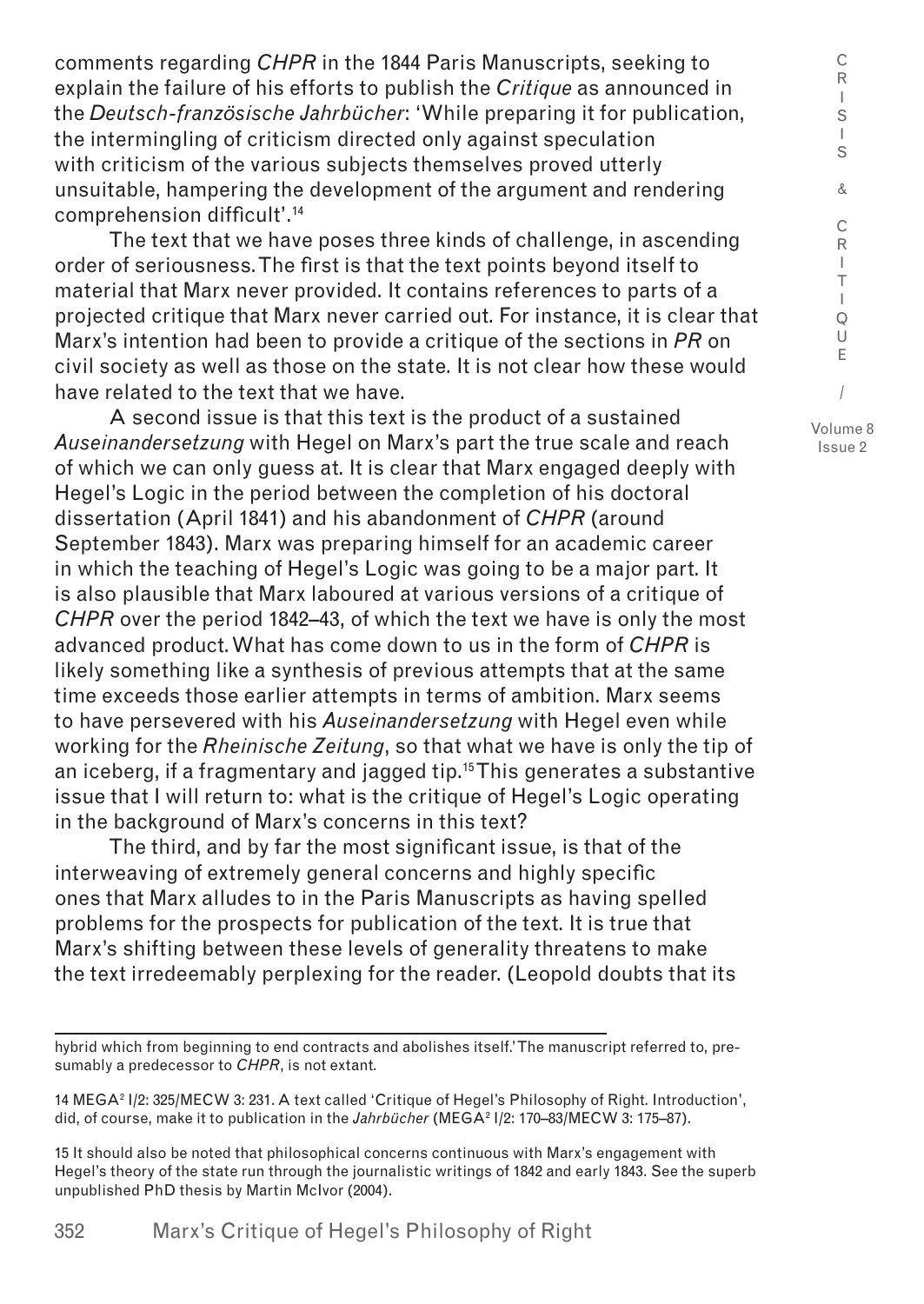comments regarding *CHPR* in the 1844 Paris Manuscripts, seeking to explain the failure of his efforts to publish the *Critique* as announced in the *Deutsch-französische Jahrbücher*: 'While preparing it for publication, the intermingling of criticism directed only against speculation with criticism of the various subjects themselves proved utterly unsuitable, hampering the development of the argument and rendering comprehension difficult'.[14]

The text that we have poses three kinds of challenge, in ascending order of seriousness. The first is that the text points beyond itself to material that Marx never provided. It contains references to parts of a projected critique that Marx never carried out. For instance, it is clear that Marx's intention had been to provide a critique of the sections in *PR* on civil society as well as those on the state. It is not clear how these would have related to the text that we have.

A second issue is that this text is the product of a sustained *Auseinandersetzung* with Hegel on Marx's part the true scale and reach of which we can only guess at. It is clear that Marx engaged deeply with Hegel's Logic in the period between the completion of his doctoral dissertation (April 1841) and his abandonment of *CHPR* (around September 1843). Marx was preparing himself for an academic career in which the teaching of Hegel's Logic was going to be a major part. It is also plausible that Marx laboured at various versions of a critique of *CHPR* over the period 1842–43, of which the text we have is only the most advanced product. What has come down to us in the form of *CHPR* is likely something like a synthesis of previous attempts that at the same time exceeds those earlier attempts in terms of ambition. Marx seems to have persevered with his *Auseinandersetzung* with Hegel even while working for the *Rheinische Zeitung*, so that what we have is only the tip of an iceberg, if a fragmentary and jagged tip.[15] This generates a substantive issue that I will return to: what is the critique of Hegel's Logic operating in the background of Marx's concerns in this text?

The third, and by far the most significant issue, is that of the interweaving of extremely general concerns and highly specific ones that Marx alludes to in the Paris Manuscripts as having spelled problems for the prospects for publication of the text. It is true that Marx's shifting between these levels of generality threatens to make the text irredeemably perplexing for the reader. (Leopold doubts that its

---

hybrid which from beginning to end contracts and abolishes itself.' The manuscript referred to, presumably a predecessor to *CHPR*, is not extant.

14 MEGA² I/2: 325/MECW 3: 231. A text called 'Critique of Hegel's Philosophy of Right. Introduction', did, of course, make it to publication in the *Jahrbücher* (MEGA² I/2: 170–83/MECW 3: 175–87).

15 It should also be noted that philosophical concerns continuous with Marx's engagement with Hegel's theory of the state run through the journalistic writings of 1842 and early 1843. See the superb unpublished PhD thesis by Martin McIvor (2004).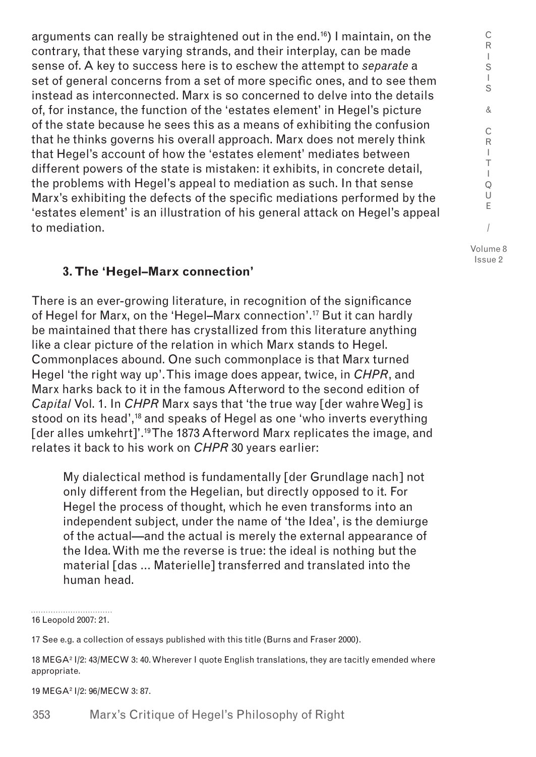arguments can really be straightened out in the end.[16]) I maintain, on the contrary, that these varying strands, and their interplay, can be made sense of. A key to success here is to eschew the attempt to *separate* a set of general concerns from a set of more specific ones, and to see them instead as interconnected. Marx is so concerned to delve into the details of, for instance, the function of the 'estates element' in Hegel's picture of the state because he sees this as a means of exhibiting the confusion that he thinks governs his overall approach. Marx does not merely think that Hegel's account of how the 'estates element' mediates between different powers of the state is mistaken: it exhibits, in concrete detail, the problems with Hegel's appeal to mediation as such. In that sense Marx's exhibiting the defects of the specific mediations performed by the 'estates element' is an illustration of his general attack on Hegel's appeal to mediation.

### 3. The 'Hegel–Marx connection'

There is an ever-growing literature, in recognition of the significance of Hegel for Marx, on the 'Hegel–Marx connection'.[17] But it can hardly be maintained that there has crystallized from this literature anything like a clear picture of the relation in which Marx stands to Hegel. Commonplaces abound. One such commonplace is that Marx turned Hegel 'the right way up'. This image does appear, twice, in *CHPR*, and Marx harks back to it in the famous Afterword to the second edition of *Capital* Vol. 1. In *CHPR* Marx says that 'the true way [der wahre Weg] is stood on its head',[18] and speaks of Hegel as one 'who inverts everything [der alles umkehrt]'.[19] The 1873 Afterword Marx replicates the image, and relates it back to his work on *CHPR* 30 years earlier:

> My dialectical method is fundamentally [der Grundlage nach] not only different from the Hegelian, but directly opposed to it. For Hegel the process of thought, which he even transforms into an independent subject, under the name of 'the Idea', is the demiurge of the actual—and the actual is merely the external appearance of the Idea. With me the reverse is true: the ideal is nothing but the material [das ... Materielle] transferred and translated into the human head.

---

16 Leopold 2007: 21.

17 See e.g. a collection of essays published with this title (Burns and Fraser 2000).

18 MEGA² I/2: 43/MECW 3: 40. Wherever I quote English translations, they are tacitly emended where appropriate.

19 MEGA² I/2: 96/MECW 3: 87.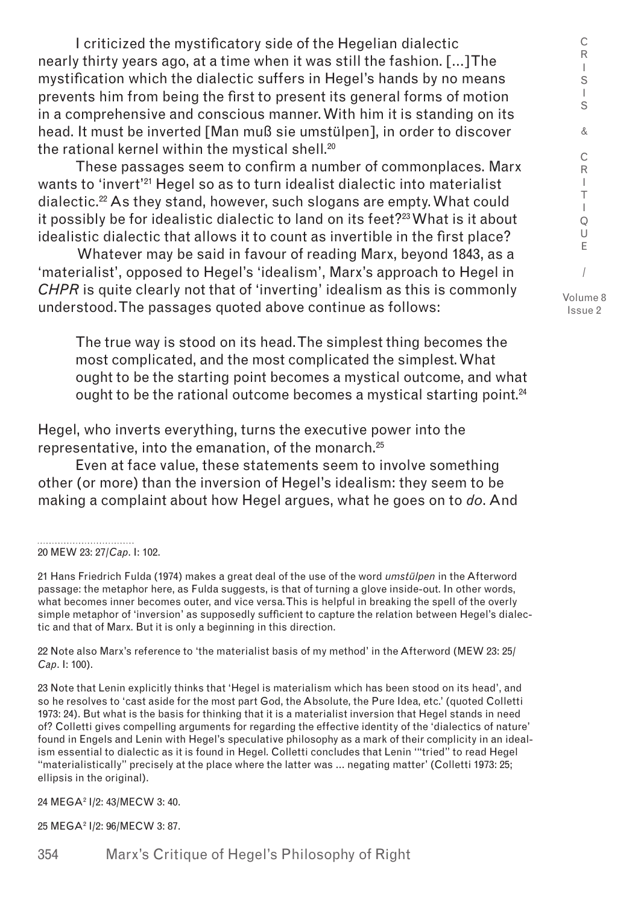> I criticized the mystificatory side of the Hegelian dialectic nearly thirty years ago, at a time when it was still the fashion. [...] The mystification which the dialectic suffers in Hegel's hands by no means prevents him from being the first to present its general forms of motion in a comprehensive and conscious manner. With him it is standing on its head. It must be inverted [Man muß sie umstülpen], in order to discover the rational kernel within the mystical shell.[20]

These passages seem to confirm a number of commonplaces. Marx wants to 'invert'[21] Hegel so as to turn idealist dialectic into materialist dialectic.[22] As they stand, however, such slogans are empty. What could it possibly be for idealistic dialectic to land on its feet?[23] What is it about idealistic dialectic that allows it to count as invertible in the first place?

Whatever may be said in favour of reading Marx, beyond 1843, as a 'materialist', opposed to Hegel's 'idealism', Marx's approach to Hegel in *CHPR* is quite clearly not that of 'inverting' idealism as this is commonly understood. The passages quoted above continue as follows:

> The true way is stood on its head. The simplest thing becomes the most complicated, and the most complicated the simplest. What ought to be the starting point becomes a mystical outcome, and what ought to be the rational outcome becomes a mystical starting point.[24]

Hegel, who inverts everything, turns the executive power into the representative, into the emanation, of the monarch.[25]

Even at face value, these statements seem to involve something other (or more) than the inversion of Hegel's idealism: they seem to be making a complaint about how Hegel argues, what he goes on to *do*. And

---

20 MEW 23: 27/*Cap*. I: 102.

21 Hans Friedrich Fulda (1974) makes a great deal of the use of the word *umstülpen* in the Afterword passage: the metaphor here, as Fulda suggests, is that of turning a glove inside-out. In other words, what becomes inner becomes outer, and vice versa. This is helpful in breaking the spell of the overly simple metaphor of 'inversion' as supposedly sufficient to capture the relation between Hegel's dialectic and that of Marx. But it is only a beginning in this direction.

22 Note also Marx's reference to 'the materialist basis of my method' in the Afterword (MEW 23: 25/*Cap*. I: 100).

23 Note that Lenin explicitly thinks that 'Hegel is materialism which has been stood on its head', and so he resolves to 'cast aside for the most part God, the Absolute, the Pure Idea, etc.' (quoted Colletti 1973: 24). But what is the basis for thinking that it is a materialist inversion that Hegel stands in need of? Colletti gives compelling arguments for regarding the effective identity of the 'dialectics of nature' found in Engels and Lenin with Hegel's speculative philosophy as a mark of their complicity in an idealism essential to dialectic as it is found in Hegel. Colletti concludes that Lenin '"tried" to read Hegel "materialistically" precisely at the place where the latter was ... negating matter' (Colletti 1973: 25; ellipsis in the original).

24 MEGA² I/2: 43/MECW 3: 40.

25 MEGA² I/2: 96/MECW 3: 87.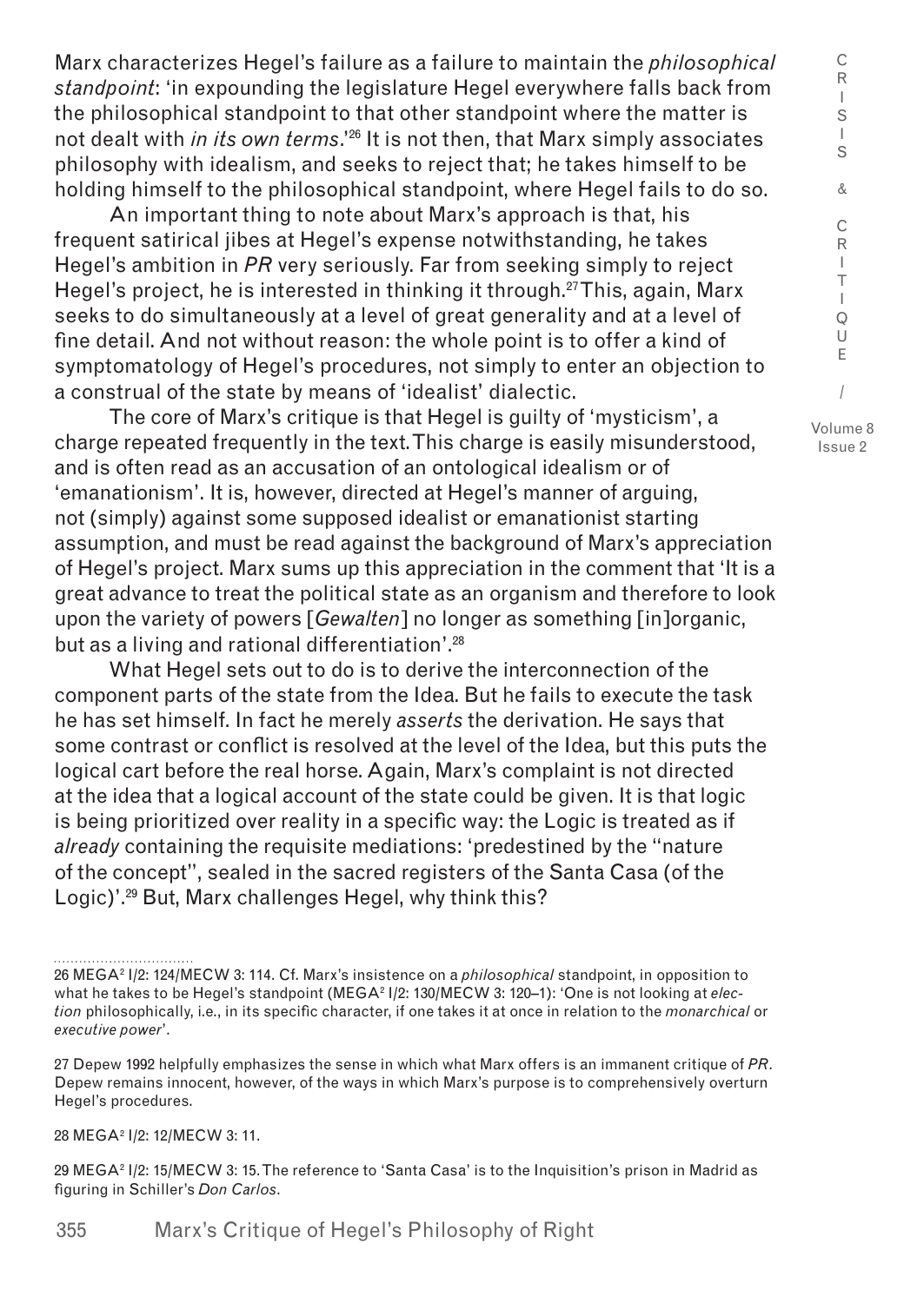Marx characterizes Hegel's failure as a failure to maintain the *philosophical standpoint*: 'in expounding the legislature Hegel everywhere falls back from the philosophical standpoint to that other standpoint where the matter is not dealt with *in its own terms*.'[26] It is not then, that Marx simply associates philosophy with idealism, and seeks to reject that; he takes himself to be holding himself to the philosophical standpoint, where Hegel fails to do so.

An important thing to note about Marx's approach is that, his frequent satirical jibes at Hegel's expense notwithstanding, he takes Hegel's ambition in *PR* very seriously. Far from seeking simply to reject Hegel's project, he is interested in thinking it through.[27] This, again, Marx seeks to do simultaneously at a level of great generality and at a level of fine detail. And not without reason: the whole point is to offer a kind of symptomatology of Hegel's procedures, not simply to enter an objection to a construal of the state by means of 'idealist' dialectic.

The core of Marx's critique is that Hegel is guilty of 'mysticism', a charge repeated frequently in the text. This charge is easily misunderstood, and is often read as an accusation of an ontological idealism or of 'emanationism'. It is, however, directed at Hegel's manner of arguing, not (simply) against some supposed idealist or emanationist starting assumption, and must be read against the background of Marx's appreciation of Hegel's project. Marx sums up this appreciation in the comment that 'It is a great advance to treat the political state as an organism and therefore to look upon the variety of powers [*Gewalten*] no longer as something [in]organic, but as a living and rational differentiation'.[28]

What Hegel sets out to do is to derive the interconnection of the component parts of the state from the Idea. But he fails to execute the task he has set himself. In fact he merely *asserts* the derivation. He says that some contrast or conflict is resolved at the level of the Idea, but this puts the logical cart before the real horse. Again, Marx's complaint is not directed at the idea that a logical account of the state could be given. It is that logic is being prioritized over reality in a specific way: the Logic is treated as if *already* containing the requisite mediations: 'predestined by the "nature of the concept", sealed in the sacred registers of the Santa Casa (of the Logic)'.[29] But, Marx challenges Hegel, why think this?

---

26 MEGA² I/2: 124/MECW 3: 114. Cf. Marx's insistence on a *philosophical* standpoint, in opposition to what he takes to be Hegel's standpoint (MEGA² I/2: 130/MECW 3: 120–1): 'One is not looking at *election* philosophically, i.e., in its specific character, if one takes it at once in relation to the *monarchical* or *executive power*'.

27 Depew 1992 helpfully emphasizes the sense in which what Marx offers is an immanent critique of *PR*. Depew remains innocent, however, of the ways in which Marx's purpose is to comprehensively overturn Hegel's procedures.

28 MEGA² I/2: 12/MECW 3: 11.

29 MEGA² I/2: 15/MECW 3: 15. The reference to 'Santa Casa' is to the Inquisition's prison in Madrid as figuring in Schiller's *Don Carlos*.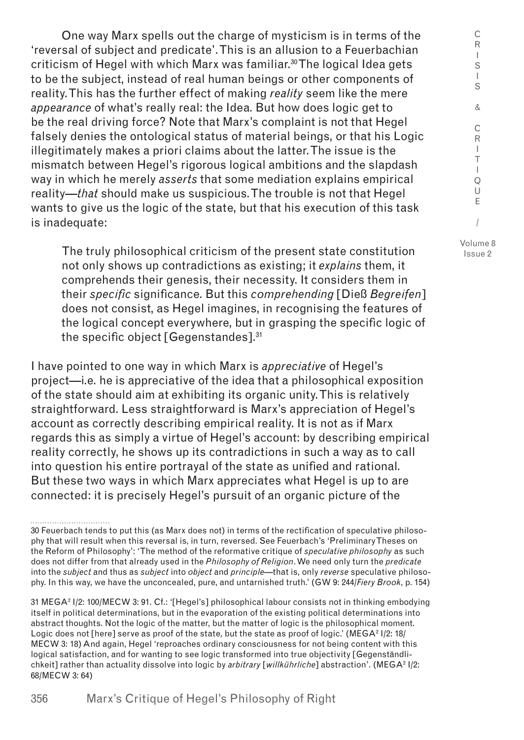One way Marx spells out the charge of mysticism is in terms of the 'reversal of subject and predicate'. This is an allusion to a Feuerbachian criticism of Hegel with which Marx was familiar.[30] The logical Idea gets to be the subject, instead of real human beings or other components of reality. This has the further effect of making *reality* seem like the mere *appearance* of what's really real: the Idea. But how does logic get to be the real driving force? Note that Marx's complaint is not that Hegel falsely denies the ontological status of material beings, or that his Logic illegitimately makes a priori claims about the latter. The issue is the mismatch between Hegel's rigorous logical ambitions and the slapdash way in which he merely *asserts* that some mediation explains empirical reality—*that* should make us suspicious. The trouble is not that Hegel wants to give us the logic of the state, but that his execution of this task is inadequate:

> The truly philosophical criticism of the present state constitution not only shows up contradictions as existing; it *explains* them, it comprehends their genesis, their necessity. It considers them in their *specific* significance. But this *comprehending* [Dieß *Begreifen*] does not consist, as Hegel imagines, in recognising the features of the logical concept everywhere, but in grasping the specific logic of the specific object [Gegenstandes].[31]

I have pointed to one way in which Marx is *appreciative* of Hegel's project—i.e. he is appreciative of the idea that a philosophical exposition of the state should aim at exhibiting its organic unity. This is relatively straightforward. Less straightforward is Marx's appreciation of Hegel's account as correctly describing empirical reality. It is not as if Marx regards this as simply a virtue of Hegel's account: by describing empirical reality correctly, he shows up its contradictions in such a way as to call into question his entire portrayal of the state as unified and rational. But these two ways in which Marx appreciates what Hegel is up to are connected: it is precisely Hegel's pursuit of an organic picture of the

---

30 Feuerbach tends to put this (as Marx does not) in terms of the rectification of speculative philosophy that will result when this reversal is, in turn, reversed. See Feuerbach's 'Preliminary Theses on the Reform of Philosophy': 'The method of the reformative critique of *speculative philosophy* as such does not differ from that already used in the *Philosophy of Religion*. We need only turn the *predicate* into the *subject* and thus as *subject* into *object* and *principle*—that is, only *reverse* speculative philosophy. In this way, we have the unconcealed, pure, and untarnished truth.' (GW 9: 244/*Fiery Brook*, p. 154)

31 MEGA² I/2: 100/MECW 3: 91. Cf.: '[Hegel's] philosophical labour consists not in thinking embodying itself in political determinations, but in the evaporation of the existing political determinations into abstract thoughts. Not the logic of the matter, but the matter of logic is the philosophical moment. Logic does not [here] serve as proof of the state, but the state as proof of logic.' (MEGA² I/2: 18/MECW 3: 18) And again, Hegel 'reproaches ordinary consciousness for not being content with this logical satisfaction, and for wanting to see logic transformed into true objectivity [Gegenständlichkeit] rather than actuality dissolve into logic by *arbitrary* [*willkührliche*] abstraction'. (MEGA² I/2: 68/MECW 3: 64)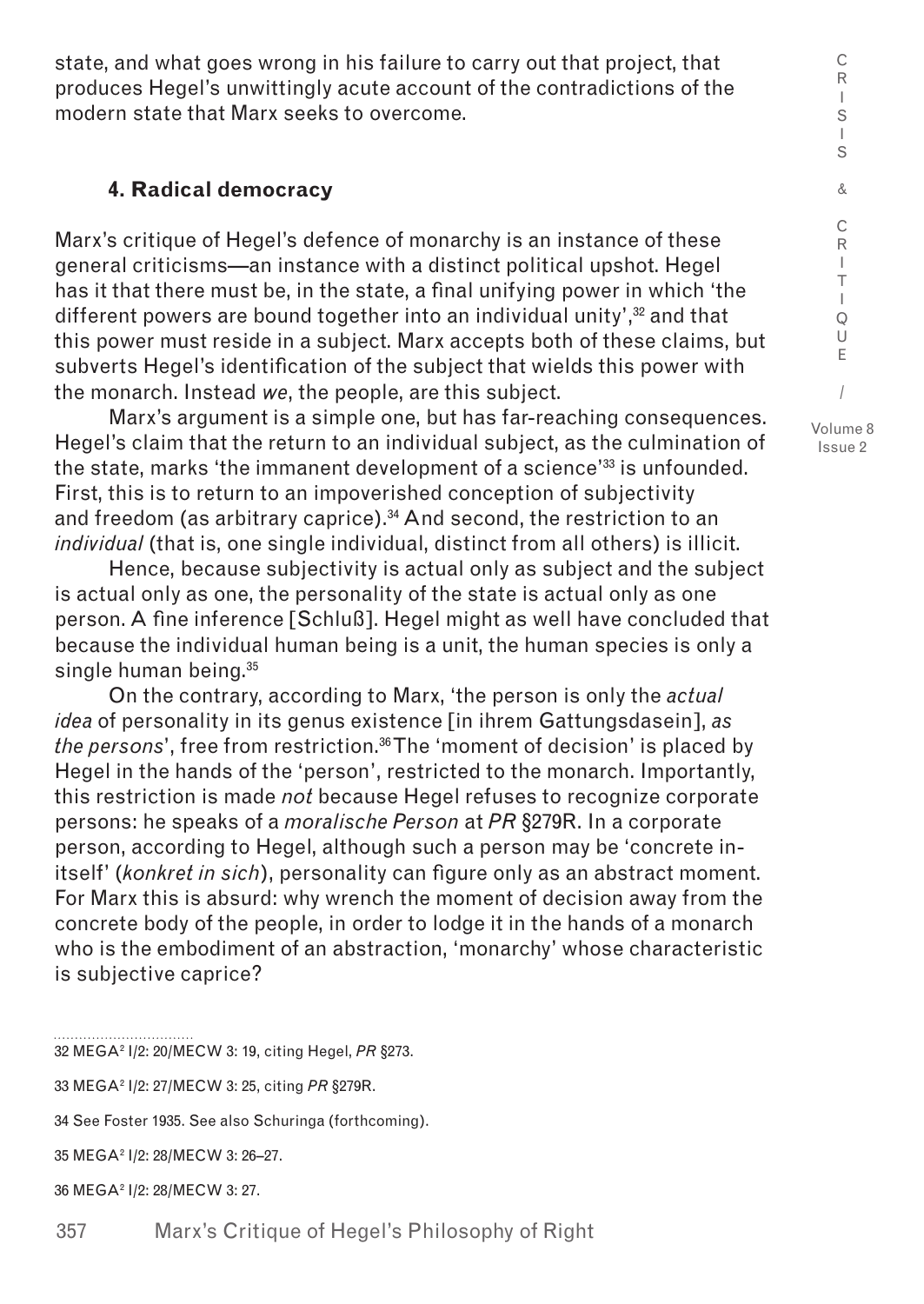state, and what goes wrong in his failure to carry out that project, that produces Hegel's unwittingly acute account of the contradictions of the modern state that Marx seeks to overcome.

## 4. Radical democracy

Marx's critique of Hegel's defence of monarchy is an instance of these general criticisms—an instance with a distinct political upshot. Hegel has it that there must be, in the state, a final unifying power in which 'the different powers are bound together into an individual unity',[32] and that this power must reside in a subject. Marx accepts both of these claims, but subverts Hegel's identification of the subject that wields this power with the monarch. Instead *we*, the people, are this subject.

Marx's argument is a simple one, but has far-reaching consequences. Hegel's claim that the return to an individual subject, as the culmination of the state, marks 'the immanent development of a science'[33] is unfounded. First, this is to return to an impoverished conception of subjectivity and freedom (as arbitrary caprice).[34] And second, the restriction to an *individual* (that is, one single individual, distinct from all others) is illicit.

Hence, because subjectivity is actual only as subject and the subject is actual only as one, the personality of the state is actual only as one person. A fine inference [Schluß]. Hegel might as well have concluded that because the individual human being is a unit, the human species is only a single human being.[35]

On the contrary, according to Marx, 'the person is only the *actual idea* of personality in its genus existence [in ihrem Gattungsdasein], *as the persons*', free from restriction.[36] The 'moment of decision' is placed by Hegel in the hands of the 'person', restricted to the monarch. Importantly, this restriction is made *not* because Hegel refuses to recognize corporate persons: he speaks of a *moralische Person* at *PR* §279R. In a corporate person, according to Hegel, although such a person may be 'concrete in-itself' (*konkret in sich*), personality can figure only as an abstract moment. For Marx this is absurd: why wrench the moment of decision away from the concrete body of the people, in order to lodge it in the hands of a monarch who is the embodiment of an abstraction, 'monarchy' whose characteristic is subjective caprice?

---

32 MEGA² I/2: 20/MECW 3: 19, citing Hegel, *PR* §273.

33 MEGA² I/2: 27/MECW 3: 25, citing *PR* §279R.

34 See Foster 1935. See also Schuringa (forthcoming).

35 MEGA² I/2: 28/MECW 3: 26–27.

36 MEGA² I/2: 28/MECW 3: 27.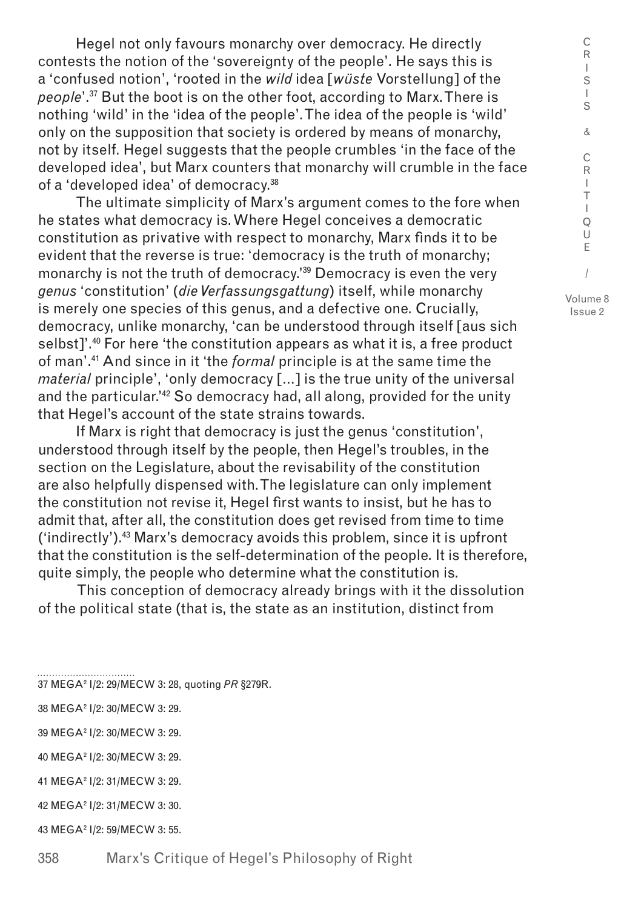Hegel not only favours monarchy over democracy. He directly contests the notion of the 'sovereignty of the people'. He says this is a 'confused notion', 'rooted in the *wild* idea [*wüste* Vorstellung] of the *people*'.[37] But the boot is on the other foot, according to Marx. There is nothing 'wild' in the 'idea of the people'. The idea of the people is 'wild' only on the supposition that society is ordered by means of monarchy, not by itself. Hegel suggests that the people crumbles 'in the face of the developed idea', but Marx counters that monarchy will crumble in the face of a 'developed idea' of democracy.[38]

The ultimate simplicity of Marx's argument comes to the fore when he states what democracy is. Where Hegel conceives a democratic constitution as privative with respect to monarchy, Marx finds it to be evident that the reverse is true: 'democracy is the truth of monarchy; monarchy is not the truth of democracy.'[39] Democracy is even the very *genus* 'constitution' (*die Verfassungsgattung*) itself, while monarchy is merely one species of this genus, and a defective one. Crucially, democracy, unlike monarchy, 'can be understood through itself [aus sich selbst]'.[40] For here 'the constitution appears as what it is, a free product of man'.[41] And since in it 'the *formal* principle is at the same time the *material* principle', 'only democracy [...] is the true unity of the universal and the particular.'[42] So democracy had, all along, provided for the unity that Hegel's account of the state strains towards.

If Marx is right that democracy is just the genus 'constitution', understood through itself by the people, then Hegel's troubles, in the section on the Legislature, about the revisability of the constitution are also helpfully dispensed with. The legislature can only implement the constitution not revise it, Hegel first wants to insist, but he has to admit that, after all, the constitution does get revised from time to time ('indirectly').[43] Marx's democracy avoids this problem, since it is upfront that the constitution is the self-determination of the people. It is therefore, quite simply, the people who determine what the constitution is.

This conception of democracy already brings with it the dissolution of the political state (that is, the state as an institution, distinct from

---

37 MEGA² I/2: 29/MECW 3: 28, quoting *PR* §279R.

38 MEGA² I/2: 30/MECW 3: 29.

39 MEGA² I/2: 30/MECW 3: 29.

40 MEGA² I/2: 30/MECW 3: 29.

41 MEGA² I/2: 31/MECW 3: 29.

42 MEGA² I/2: 31/MECW 3: 30.

43 MEGA² I/2: 59/MECW 3: 55.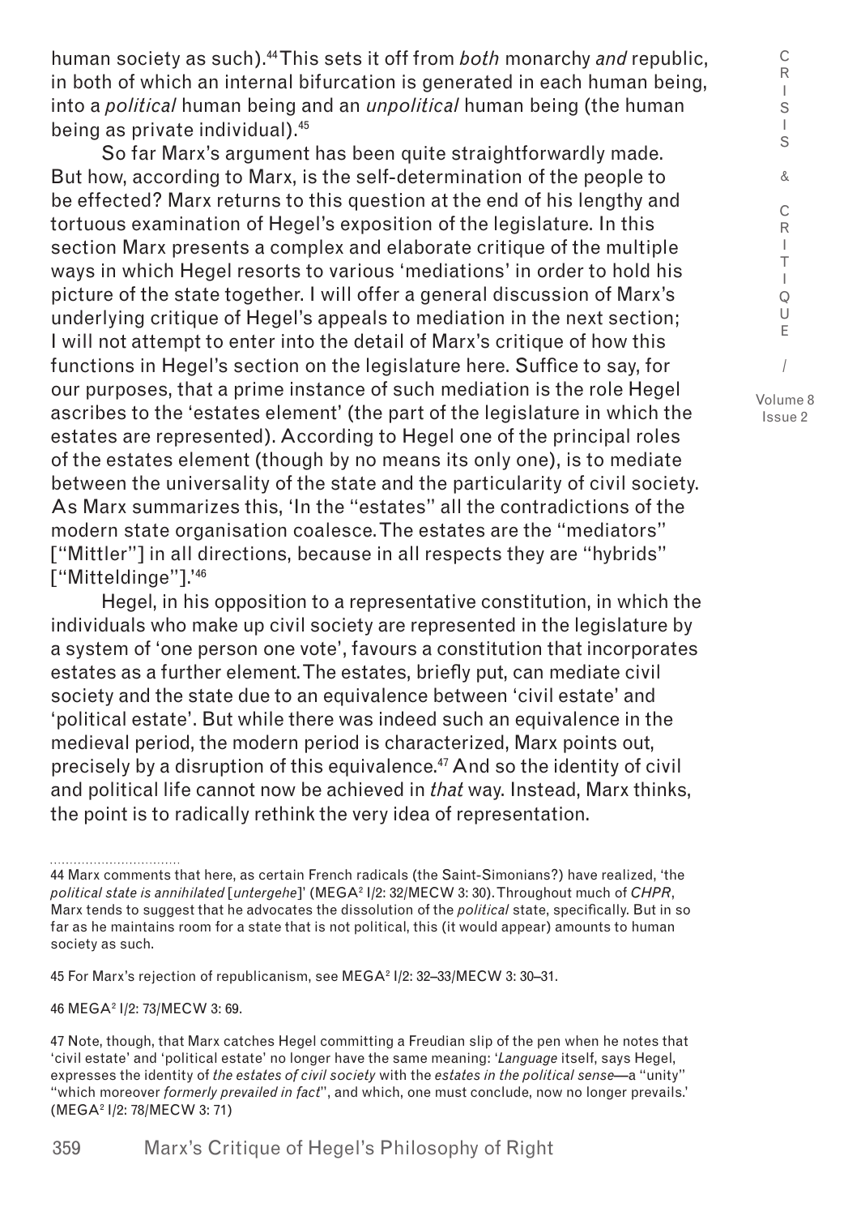human society as such).[44] This sets it off from *both* monarchy *and* republic, in both of which an internal bifurcation is generated in each human being, into a *political* human being and an *unpolitical* human being (the human being as private individual).[45]

So far Marx's argument has been quite straightforwardly made. But how, according to Marx, is the self-determination of the people to be effected? Marx returns to this question at the end of his lengthy and tortuous examination of Hegel's exposition of the legislature. In this section Marx presents a complex and elaborate critique of the multiple ways in which Hegel resorts to various 'mediations' in order to hold his picture of the state together. I will offer a general discussion of Marx's underlying critique of Hegel's appeals to mediation in the next section; I will not attempt to enter into the detail of Marx's critique of how this functions in Hegel's section on the legislature here. Suffice to say, for our purposes, that a prime instance of such mediation is the role Hegel ascribes to the 'estates element' (the part of the legislature in which the estates are represented). According to Hegel one of the principal roles of the estates element (though by no means its only one), is to mediate between the universality of the state and the particularity of civil society. As Marx summarizes this, 'In the "estates" all the contradictions of the modern state organisation coalesce. The estates are the "mediators" ["Mittler"] in all directions, because in all respects they are "hybrids" ["Mitteldinge"].'[46]

Hegel, in his opposition to a representative constitution, in which the individuals who make up civil society are represented in the legislature by a system of 'one person one vote', favours a constitution that incorporates estates as a further element. The estates, briefly put, can mediate civil society and the state due to an equivalence between 'civil estate' and 'political estate'. But while there was indeed such an equivalence in the medieval period, the modern period is characterized, Marx points out, precisely by a disruption of this equivalence.[47] And so the identity of civil and political life cannot now be achieved in *that* way. Instead, Marx thinks, the point is to radically rethink the very idea of representation.

---

44 Marx comments that here, as certain French radicals (the Saint-Simonians?) have realized, 'the *political state is annihilated* [*untergehe*]' (MEGA² I/2: 32/MECW 3: 30). Throughout much of *CHPR*, Marx tends to suggest that he advocates the dissolution of the *political* state, specifically. But in so far as he maintains room for a state that is not political, this (it would appear) amounts to human society as such.

45 For Marx's rejection of republicanism, see MEGA² I/2: 32–33/MECW 3: 30–31.

46 MEGA² I/2: 73/MECW 3: 69.

47 Note, though, that Marx catches Hegel committing a Freudian slip of the pen when he notes that 'civil estate' and 'political estate' no longer have the same meaning: '*Language* itself, says Hegel, expresses the identity of *the estates of civil society* with the *estates in the political sense*—a "unity" "which moreover *formerly prevailed in fact*", and which, one must conclude, now no longer prevails.' (MEGA² I/2: 78/MECW 3: 71)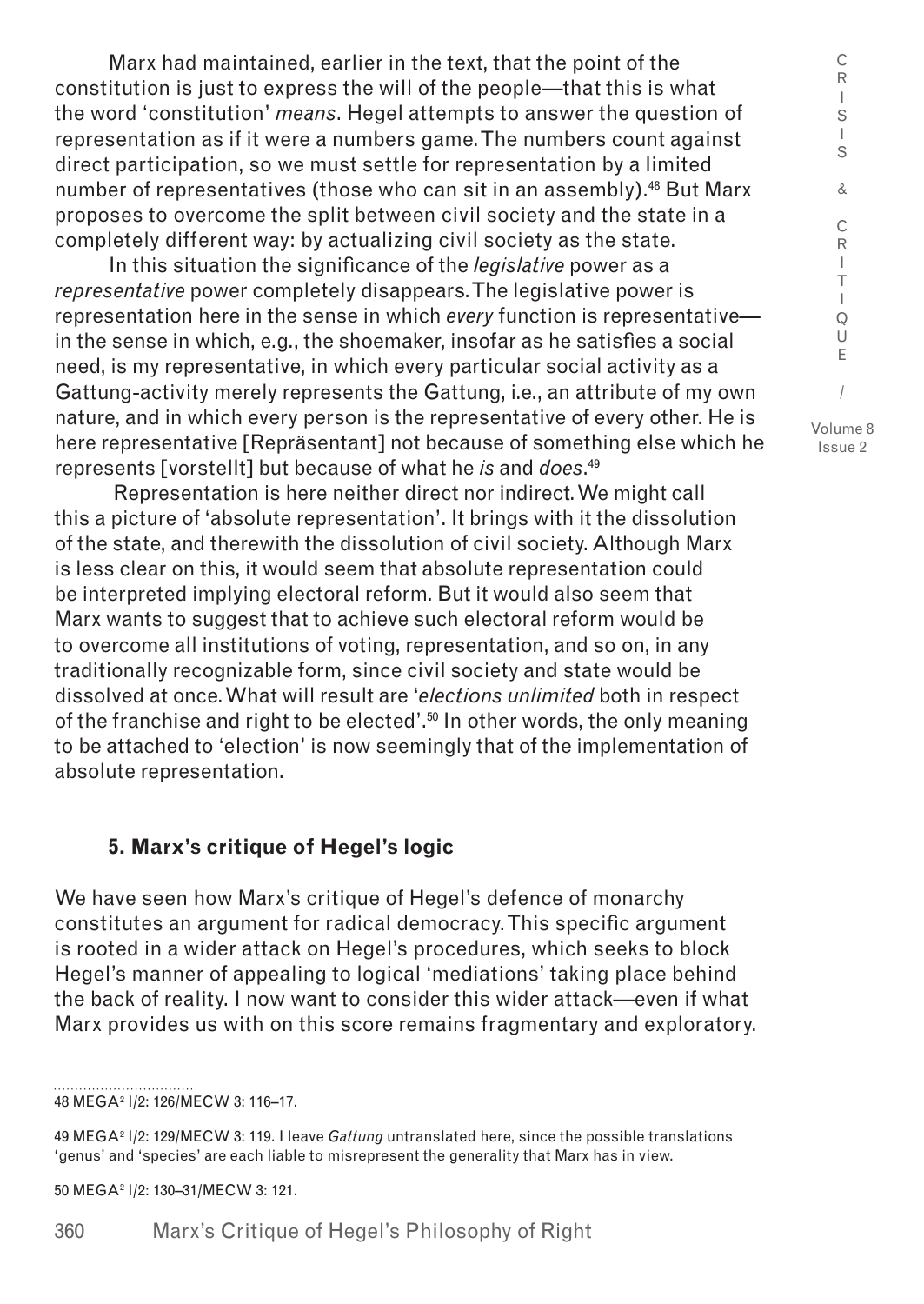Marx had maintained, earlier in the text, that the point of the constitution is just to express the will of the people—that this is what the word 'constitution' *means*. Hegel attempts to answer the question of representation as if it were a numbers game. The numbers count against direct participation, so we must settle for representation by a limited number of representatives (those who can sit in an assembly).[48] But Marx proposes to overcome the split between civil society and the state in a completely different way: by actualizing civil society as the state.

> In this situation the significance of the *legislative* power as a *representative* power completely disappears. The legislative power is representation here in the sense in which *every* function is representative—in the sense in which, e.g., the shoemaker, insofar as he satisfies a social need, is my representative, in which every particular social activity as a Gattung-activity merely represents the Gattung, i.e., an attribute of my own nature, and in which every person is the representative of every other. He is here representative [Repräsentant] not because of something else which he represents [vorstellt] but because of what he *is* and *does*.[49]

Representation is here neither direct nor indirect. We might call this a picture of 'absolute representation'. It brings with it the dissolution of the state, and therewith the dissolution of civil society. Although Marx is less clear on this, it would seem that absolute representation could be interpreted implying electoral reform. But it would also seem that Marx wants to suggest that to achieve such electoral reform would be to overcome all institutions of voting, representation, and so on, in any traditionally recognizable form, since civil society and state would be dissolved at once. What will result are '*elections unlimited* both in respect of the franchise and right to be elected'.[50] In other words, the only meaning to be attached to 'election' is now seemingly that of the implementation of absolute representation.

## 5. Marx's critique of Hegel's logic

We have seen how Marx's critique of Hegel's defence of monarchy constitutes an argument for radical democracy. This specific argument is rooted in a wider attack on Hegel's procedures, which seeks to block Hegel's manner of appealing to logical 'mediations' taking place behind the back of reality. I now want to consider this wider attack—even if what Marx provides us with on this score remains fragmentary and exploratory.

---

48 MEGA² I/2: 126/MECW 3: 116–17.

49 MEGA² I/2: 129/MECW 3: 119. I leave *Gattung* untranslated here, since the possible translations 'genus' and 'species' are each liable to misrepresent the generality that Marx has in view.

50 MEGA² I/2: 130–31/MECW 3: 121.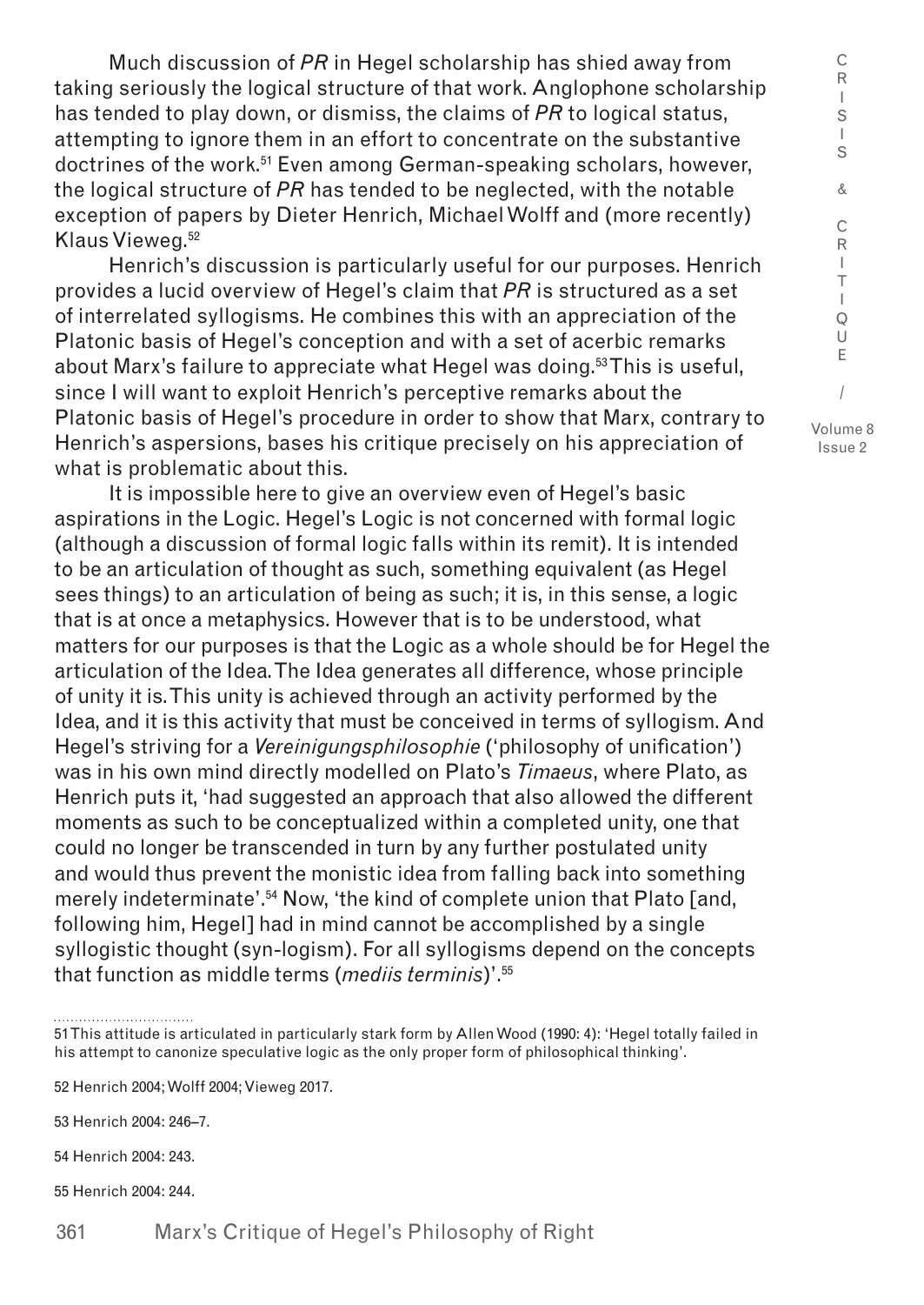Much discussion of *PR* in Hegel scholarship has shied away from taking seriously the logical structure of that work. Anglophone scholarship has tended to play down, or dismiss, the claims of *PR* to logical status, attempting to ignore them in an effort to concentrate on the substantive doctrines of the work.[51] Even among German-speaking scholars, however, the logical structure of *PR* has tended to be neglected, with the notable exception of papers by Dieter Henrich, Michael Wolff and (more recently) Klaus Vieweg.[52]

Henrich's discussion is particularly useful for our purposes. Henrich provides a lucid overview of Hegel's claim that *PR* is structured as a set of interrelated syllogisms. He combines this with an appreciation of the Platonic basis of Hegel's conception and with a set of acerbic remarks about Marx's failure to appreciate what Hegel was doing.[53] This is useful, since I will want to exploit Henrich's perceptive remarks about the Platonic basis of Hegel's procedure in order to show that Marx, contrary to Henrich's aspersions, bases his critique precisely on his appreciation of what is problematic about this.

It is impossible here to give an overview even of Hegel's basic aspirations in the Logic. Hegel's Logic is not concerned with formal logic (although a discussion of formal logic falls within its remit). It is intended to be an articulation of thought as such, something equivalent (as Hegel sees things) to an articulation of being as such; it is, in this sense, a logic that is at once a metaphysics. However that is to be understood, what matters for our purposes is that the Logic as a whole should be for Hegel the articulation of the Idea. The Idea generates all difference, whose principle of unity it is. This unity is achieved through an activity performed by the Idea, and it is this activity that must be conceived in terms of syllogism. And Hegel's striving for a *Vereinigungsphilosophie* ('philosophy of unification') was in his own mind directly modelled on Plato's *Timaeus*, where Plato, as Henrich puts it, 'had suggested an approach that also allowed the different moments as such to be conceptualized within a completed unity, one that could no longer be transcended in turn by any further postulated unity and would thus prevent the monistic idea from falling back into something merely indeterminate'.[54] Now, 'the kind of complete union that Plato [and, following him, Hegel] had in mind cannot be accomplished by a single syllogistic thought (syn-logism). For all syllogisms depend on the concepts that function as middle terms (*mediis terminis*)'.[55]

---

51 This attitude is articulated in particularly stark form by Allen Wood (1990: 4): 'Hegel totally failed in his attempt to canonize speculative logic as the only proper form of philosophical thinking'.

52 Henrich 2004; Wolff 2004; Vieweg 2017.

53 Henrich 2004: 246–7.

54 Henrich 2004: 243.

55 Henrich 2004: 244.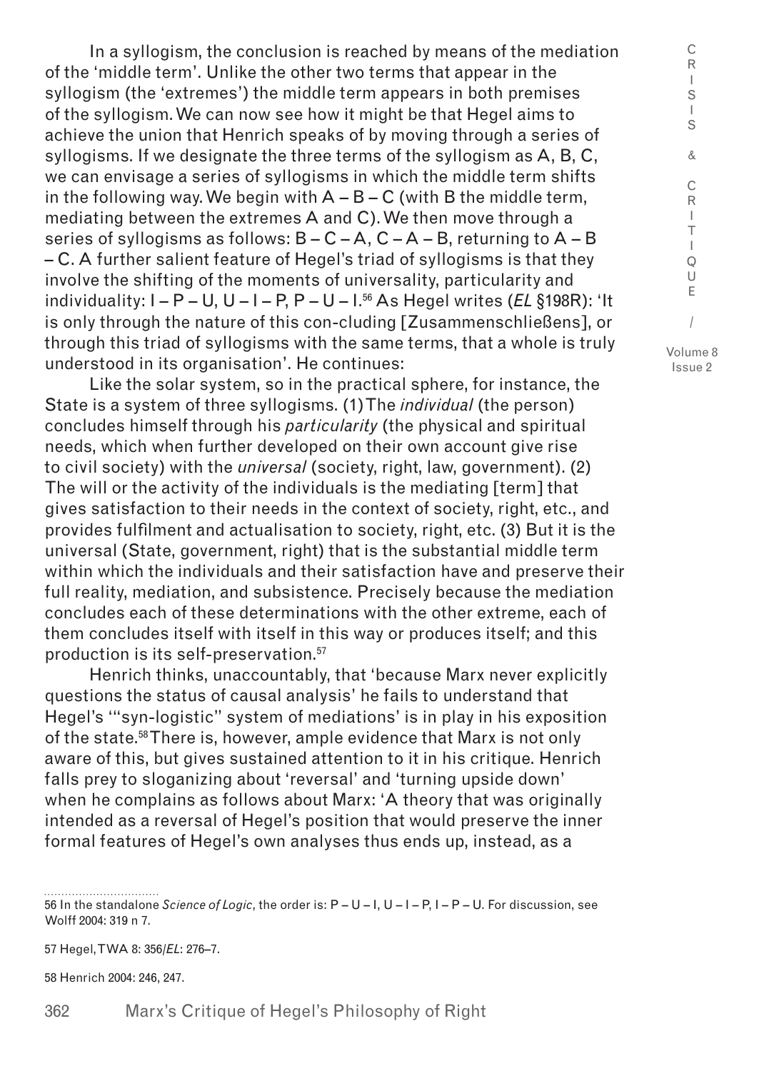In a syllogism, the conclusion is reached by means of the mediation of the 'middle term'. Unlike the other two terms that appear in the syllogism (the 'extremes') the middle term appears in both premises of the syllogism. We can now see how it might be that Hegel aims to achieve the union that Henrich speaks of by moving through a series of syllogisms. If we designate the three terms of the syllogism as A, B, C, we can envisage a series of syllogisms in which the middle term shifts in the following way. We begin with A – B – C (with B the middle term, mediating between the extremes A and C). We then move through a series of syllogisms as follows: B – C – A, C – A – B, returning to A – B – C. A further salient feature of Hegel's triad of syllogisms is that they involve the shifting of the moments of universality, particularity and individuality: I – P – U, U – I – P, P – U – I.[56] As Hegel writes (*EL* §198R): 'It is only through the nature of this con-cluding [Zusammenschließens], or through this triad of syllogisms with the same terms, that a whole is truly understood in its organisation'. He continues:

> Like the solar system, so in the practical sphere, for instance, the State is a system of three syllogisms. (1) The *individual* (the person) concludes himself through his *particularity* (the physical and spiritual needs, which when further developed on their own account give rise to civil society) with the *universal* (society, right, law, government). (2) The will or the activity of the individuals is the mediating [term] that gives satisfaction to their needs in the context of society, right, etc., and provides fulfilment and actualisation to society, right, etc. (3) But it is the universal (State, government, right) that is the substantial middle term within which the individuals and their satisfaction have and preserve their full reality, mediation, and subsistence. Precisely because the mediation concludes each of these determinations with the other extreme, each of them concludes itself with itself in this way or produces itself; and this production is its self-preservation.[57]

Henrich thinks, unaccountably, that 'because Marx never explicitly questions the status of causal analysis' he fails to understand that Hegel's '"syn-logistic" system of mediations' is in play in his exposition of the state.[58] There is, however, ample evidence that Marx is not only aware of this, but gives sustained attention to it in his critique. Henrich falls prey to sloganizing about 'reversal' and 'turning upside down' when he complains as follows about Marx: 'A theory that was originally intended as a reversal of Hegel's position that would preserve the inner formal features of Hegel's own analyses thus ends up, instead, as a

56 In the standalone *Science of Logic*, the order is: P – U – I, U – I – P, I – P – U. For discussion, see Wolff 2004: 319 n 7.

57 Hegel, TWA 8: 356/*EL*: 276–7.

58 Henrich 2004: 246, 247.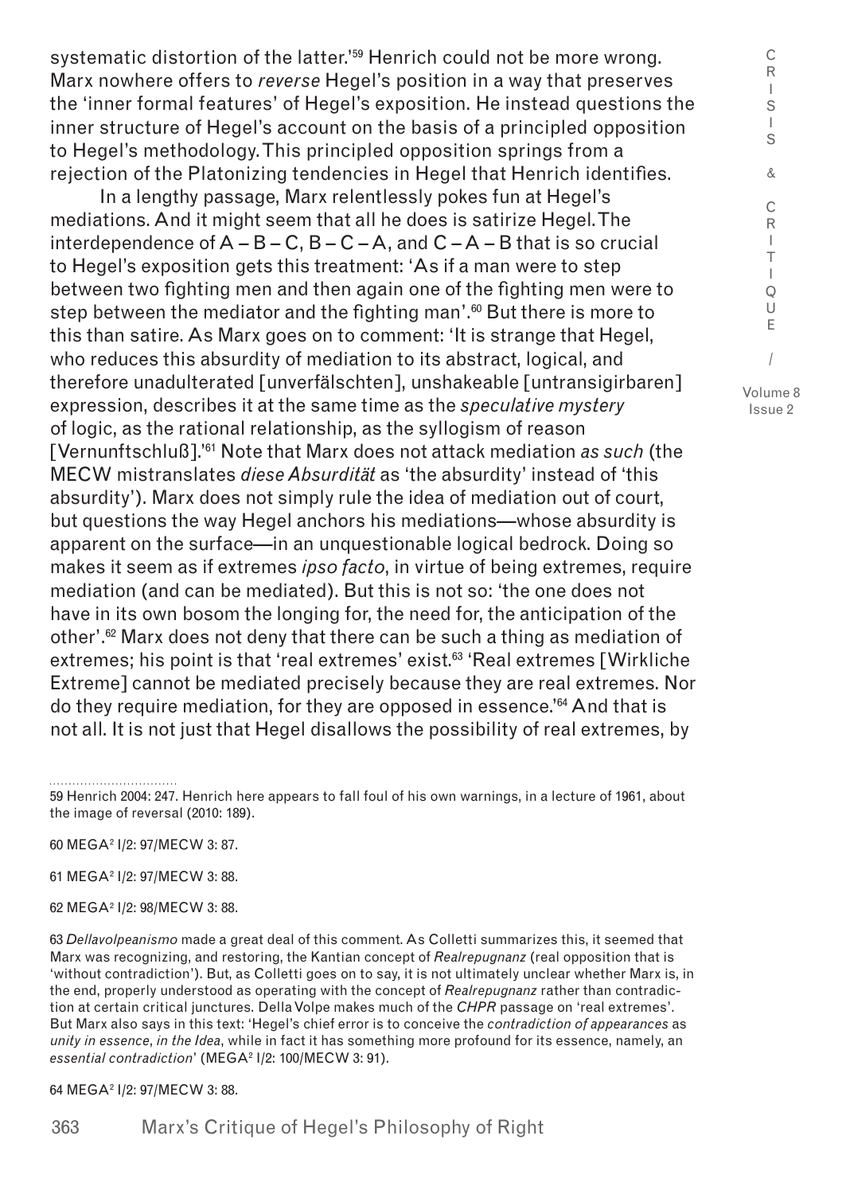systematic distortion of the latter.'[59] Henrich could not be more wrong. Marx nowhere offers to *reverse* Hegel's position in a way that preserves the 'inner formal features' of Hegel's exposition. He instead questions the inner structure of Hegel's account on the basis of a principled opposition to Hegel's methodology. This principled opposition springs from a rejection of the Platonizing tendencies in Hegel that Henrich identifies.

In a lengthy passage, Marx relentlessly pokes fun at Hegel's mediations. And it might seem that all he does is satirize Hegel. The interdependence of A – B – C, B – C – A, and C – A – B that is so crucial to Hegel's exposition gets this treatment: 'As if a man were to step between two fighting men and then again one of the fighting men were to step between the mediator and the fighting man'.[60] But there is more to this than satire. As Marx goes on to comment: 'It is strange that Hegel, who reduces this absurdity of mediation to its abstract, logical, and therefore unadulterated [unverfälschten], unshakeable [untransigirbaren] expression, describes it at the same time as the *speculative mystery* of logic, as the rational relationship, as the syllogism of reason [Vernunftschluß].'[61] Note that Marx does not attack mediation *as such* (the MECW mistranslates *diese Absurdität* as 'the absurdity' instead of 'this absurdity'). Marx does not simply rule the idea of mediation out of court, but questions the way Hegel anchors his mediations—whose absurdity is apparent on the surface—in an unquestionable logical bedrock. Doing so makes it seem as if extremes *ipso facto*, in virtue of being extremes, require mediation (and can be mediated). But this is not so: 'the one does not have in its own bosom the longing for, the need for, the anticipation of the other'.[62] Marx does not deny that there can be such a thing as mediation of extremes; his point is that 'real extremes' exist.[63] 'Real extremes [Wirkliche Extreme] cannot be mediated precisely because they are real extremes. Nor do they require mediation, for they are opposed in essence.'[64] And that is not all. It is not just that Hegel disallows the possibility of real extremes, by

---

59 Henrich 2004: 247. Henrich here appears to fall foul of his own warnings, in a lecture of 1961, about the image of reversal (2010: 189).

60 MEGA² I/2: 97/MECW 3: 87.

61 MEGA² I/2: 97/MECW 3: 88.

62 MEGA² I/2: 98/MECW 3: 88.

63 *Dellavolpeanismo* made a great deal of this comment. As Colletti summarizes this, it seemed that Marx was recognizing, and restoring, the Kantian concept of *Realrepugnanz* (real opposition that is 'without contradiction'). But, as Colletti goes on to say, it is not ultimately unclear whether Marx is, in the end, properly understood as operating with the concept of *Realrepugnanz* rather than contradiction at certain critical junctures. Della Volpe makes much of the *CHPR* passage on 'real extremes'. But Marx also says in this text: 'Hegel's chief error is to conceive the *contradiction of appearances* as *unity in essence*, *in the Idea*, while in fact it has something more profound for its essence, namely, an *essential contradiction*' (MEGA² I/2: 100/MECW 3: 91).

64 MEGA² I/2: 97/MECW 3: 88.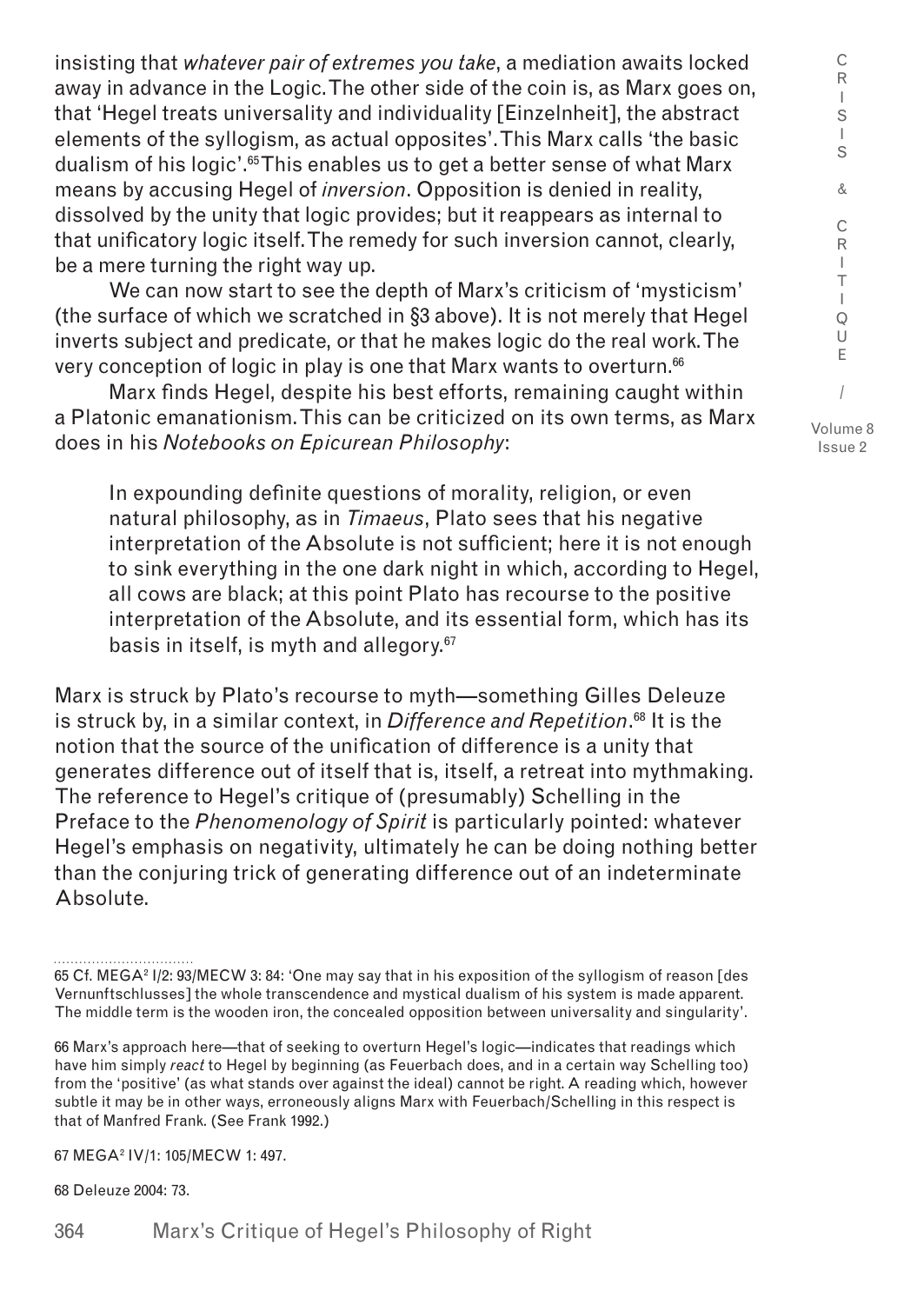insisting that *whatever pair of extremes you take*, a mediation awaits locked away in advance in the Logic. The other side of the coin is, as Marx goes on, that 'Hegel treats universality and individuality [Einzelnheit], the abstract elements of the syllogism, as actual opposites'. This Marx calls 'the basic dualism of his logic'.[65] This enables us to get a better sense of what Marx means by accusing Hegel of *inversion*. Opposition is denied in reality, dissolved by the unity that logic provides; but it reappears as internal to that unificatory logic itself. The remedy for such inversion cannot, clearly, be a mere turning the right way up.

We can now start to see the depth of Marx's criticism of 'mysticism' (the surface of which we scratched in §3 above). It is not merely that Hegel inverts subject and predicate, or that he makes logic do the real work. The very conception of logic in play is one that Marx wants to overturn.[66]

Marx finds Hegel, despite his best efforts, remaining caught within a Platonic emanationism. This can be criticized on its own terms, as Marx does in his *Notebooks on Epicurean Philosophy*:

> In expounding definite questions of morality, religion, or even natural philosophy, as in *Timaeus*, Plato sees that his negative interpretation of the Absolute is not sufficient; here it is not enough to sink everything in the one dark night in which, according to Hegel, all cows are black; at this point Plato has recourse to the positive interpretation of the Absolute, and its essential form, which has its basis in itself, is myth and allegory.[67]

Marx is struck by Plato's recourse to myth—something Gilles Deleuze is struck by, in a similar context, in *Difference and Repetition*.[68] It is the notion that the source of the unification of difference is a unity that generates difference out of itself that is, itself, a retreat into mythmaking. The reference to Hegel's critique of (presumably) Schelling in the Preface to the *Phenomenology of Spirit* is particularly pointed: whatever Hegel's emphasis on negativity, ultimately he can be doing nothing better than the conjuring trick of generating difference out of an indeterminate Absolute.

---

65 Cf. MEGA² I/2: 93/MECW 3: 84: 'One may say that in his exposition of the syllogism of reason [des Vernunftschlusses] the whole transcendence and mystical dualism of his system is made apparent. The middle term is the wooden iron, the concealed opposition between universality and singularity'.

66 Marx's approach here—that of seeking to overturn Hegel's logic—indicates that readings which have him simply *react* to Hegel by beginning (as Feuerbach does, and in a certain way Schelling too) from the 'positive' (as what stands over against the ideal) cannot be right. A reading which, however subtle it may be in other ways, erroneously aligns Marx with Feuerbach/Schelling in this respect is that of Manfred Frank. (See Frank 1992.)

67 MEGA² IV/1: 105/MECW 1: 497.

68 Deleuze 2004: 73.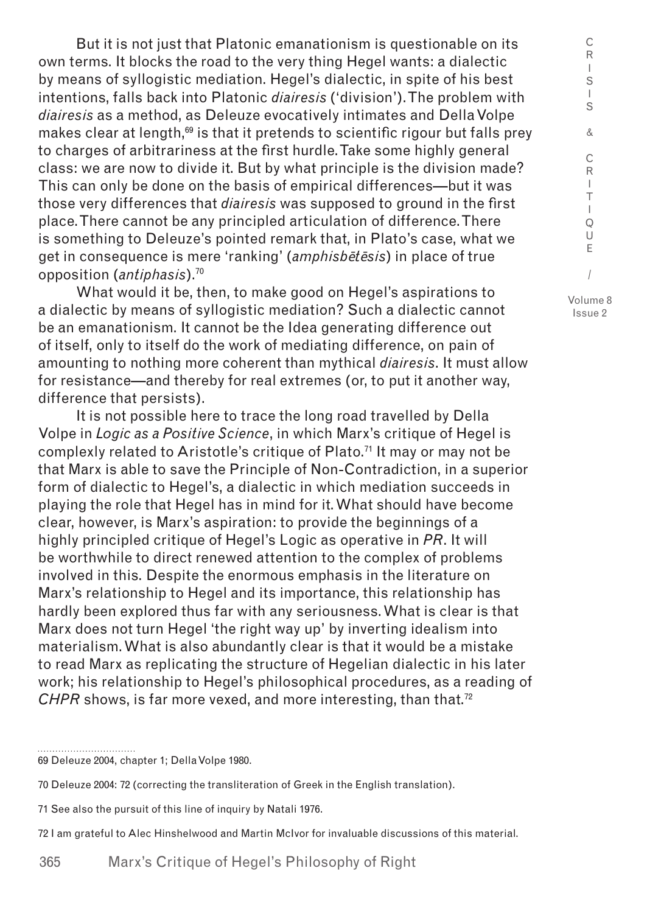But it is not just that Platonic emanationism is questionable on its own terms. It blocks the road to the very thing Hegel wants: a dialectic by means of syllogistic mediation. Hegel's dialectic, in spite of his best intentions, falls back into Platonic *diairesis* ('division'). The problem with *diairesis* as a method, as Deleuze evocatively intimates and Della Volpe makes clear at length,[69] is that it pretends to scientific rigour but falls prey to charges of arbitrariness at the first hurdle. Take some highly general class: we are now to divide it. But by what principle is the division made? This can only be done on the basis of empirical differences—but it was those very differences that *diairesis* was supposed to ground in the first place. There cannot be any principled articulation of difference. There is something to Deleuze's pointed remark that, in Plato's case, what we get in consequence is mere 'ranking' (*amphisbētēsis*) in place of true opposition (*antiphasis*).[70]

What would it be, then, to make good on Hegel's aspirations to a dialectic by means of syllogistic mediation? Such a dialectic cannot be an emanationism. It cannot be the Idea generating difference out of itself, only to itself do the work of mediating difference, on pain of amounting to nothing more coherent than mythical *diairesis*. It must allow for resistance—and thereby for real extremes (or, to put it another way, difference that persists).

It is not possible here to trace the long road travelled by Della Volpe in *Logic as a Positive Science*, in which Marx's critique of Hegel is complexly related to Aristotle's critique of Plato.[71] It may or may not be that Marx is able to save the Principle of Non-Contradiction, in a superior form of dialectic to Hegel's, a dialectic in which mediation succeeds in playing the role that Hegel has in mind for it. What should have become clear, however, is Marx's aspiration: to provide the beginnings of a highly principled critique of Hegel's Logic as operative in *PR*. It will be worthwhile to direct renewed attention to the complex of problems involved in this. Despite the enormous emphasis in the literature on Marx's relationship to Hegel and its importance, this relationship has hardly been explored thus far with any seriousness. What is clear is that Marx does not turn Hegel 'the right way up' by inverting idealism into materialism. What is also abundantly clear is that it would be a mistake to read Marx as replicating the structure of Hegelian dialectic in his later work; his relationship to Hegel's philosophical procedures, as a reading of *CHPR* shows, is far more vexed, and more interesting, than that.[72]

---

69 Deleuze 2004, chapter 1; Della Volpe 1980.

70 Deleuze 2004: 72 (correcting the transliteration of Greek in the English translation).

71 See also the pursuit of this line of inquiry by Natali 1976.

72 I am grateful to Alec Hinshelwood and Martin McIvor for invaluable discussions of this material.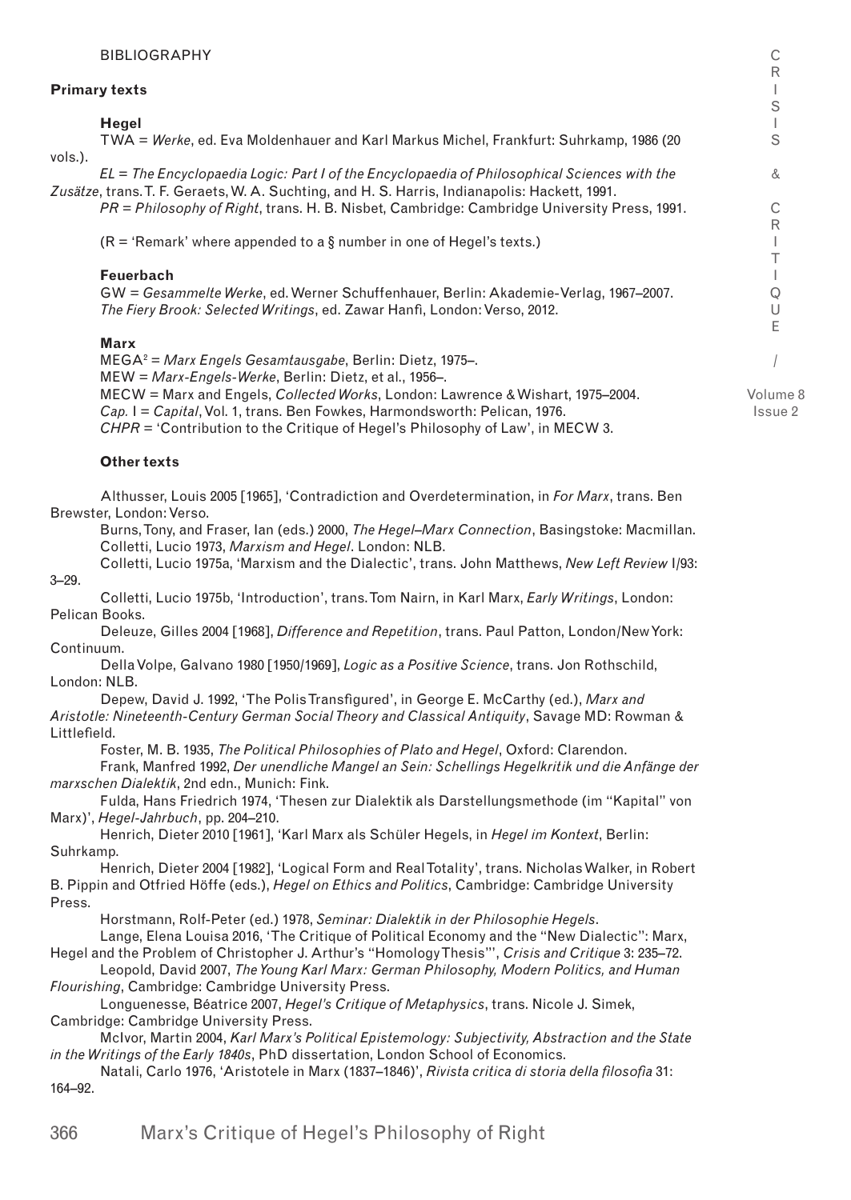# BIBLIOGRAPHY

## Primary texts

### Hegel

TWA = *Werke*, ed. Eva Moldenhauer and Karl Markus Michel, Frankfurt: Suhrkamp, 1986 (20 vols.).

*EL = The Encyclopaedia Logic: Part I of the Encyclopaedia of Philosophical Sciences with the Zusätze*, trans. T. F. Geraets, W. A. Suchting, and H. S. Harris, Indianapolis: Hackett, 1991.

*PR = Philosophy of Right*, trans. H. B. Nisbet, Cambridge: Cambridge University Press, 1991.

(R = 'Remark' where appended to a § number in one of Hegel's texts.)

### Feuerbach

GW = *Gesammelte Werke*, ed. Werner Schuffenhauer, Berlin: Akademie-Verlag, 1967–2007.

*The Fiery Brook: Selected Writings*, ed. Zawar Hanfi, London: Verso, 2012.

### Marx

MEGA² = *Marx Engels Gesamtausgabe*, Berlin: Dietz, 1975–.

MEW = *Marx-Engels-Werke*, Berlin: Dietz, et al., 1956–.

MECW = Marx and Engels, *Collected Works*, London: Lawrence & Wishart, 1975–2004.

*Cap.* I = *Capital*, Vol. 1, trans. Ben Fowkes, Harmondsworth: Pelican, 1976.

*CHPR* = 'Contribution to the Critique of Hegel's Philosophy of Law', in MECW 3.

## Other texts

Althusser, Louis 2005 [1965], 'Contradiction and Overdetermination, in *For Marx*, trans. Ben Brewster, London: Verso.

Burns, Tony, and Fraser, Ian (eds.) 2000, *The Hegel–Marx Connection*, Basingstoke: Macmillan.

Colletti, Lucio 1973, *Marxism and Hegel*. London: NLB.

Colletti, Lucio 1975a, 'Marxism and the Dialectic', trans. John Matthews, *New Left Review* I/93: 3–29.

Colletti, Lucio 1975b, 'Introduction', trans. Tom Nairn, in Karl Marx, *Early Writings*, London: Pelican Books.

Deleuze, Gilles 2004 [1968], *Difference and Repetition*, trans. Paul Patton, London/New York: Continuum.

Della Volpe, Galvano 1980 [1950/1969], *Logic as a Positive Science*, trans. Jon Rothschild, London: NLB.

Depew, David J. 1992, 'The Polis Transfigured', in George E. McCarthy (ed.), *Marx and Aristotle: Nineteenth-Century German Social Theory and Classical Antiquity*, Savage MD: Rowman & Littlefield.

Foster, M. B. 1935, *The Political Philosophies of Plato and Hegel*, Oxford: Clarendon.

Frank, Manfred 1992, *Der unendliche Mangel an Sein: Schellings Hegelkritik und die Anfänge der marxschen Dialektik*, 2nd edn., Munich: Fink.

Fulda, Hans Friedrich 1974, 'Thesen zur Dialektik als Darstellungsmethode (im "Kapital" von Marx)', *Hegel-Jahrbuch*, pp. 204–210.

Henrich, Dieter 2010 [1961], 'Karl Marx als Schüler Hegels, in *Hegel im Kontext*, Berlin: Suhrkamp.

Henrich, Dieter 2004 [1982], 'Logical Form and Real Totality', trans. Nicholas Walker, in Robert B. Pippin and Otfried Höffe (eds.), *Hegel on Ethics and Politics*, Cambridge: Cambridge University Press.

Horstmann, Rolf-Peter (ed.) 1978, *Seminar: Dialektik in der Philosophie Hegels*.

Lange, Elena Louisa 2016, 'The Critique of Political Economy and the "New Dialectic": Marx, Hegel and the Problem of Christopher J. Arthur's "Homology Thesis"', *Crisis and Critique* 3: 235–72.

Leopold, David 2007, *The Young Karl Marx: German Philosophy, Modern Politics, and Human Flourishing*, Cambridge: Cambridge University Press.

Longuenesse, Béatrice 2007, *Hegel's Critique of Metaphysics*, trans. Nicole J. Simek, Cambridge: Cambridge University Press.

McIvor, Martin 2004, *Karl Marx's Political Epistemology: Subjectivity, Abstraction and the State in the Writings of the Early 1840s*, PhD dissertation, London School of Economics.

Natali, Carlo 1976, 'Aristotele in Marx (1837–1846)', *Rivista critica di storia della filosofia* 31: 164–92.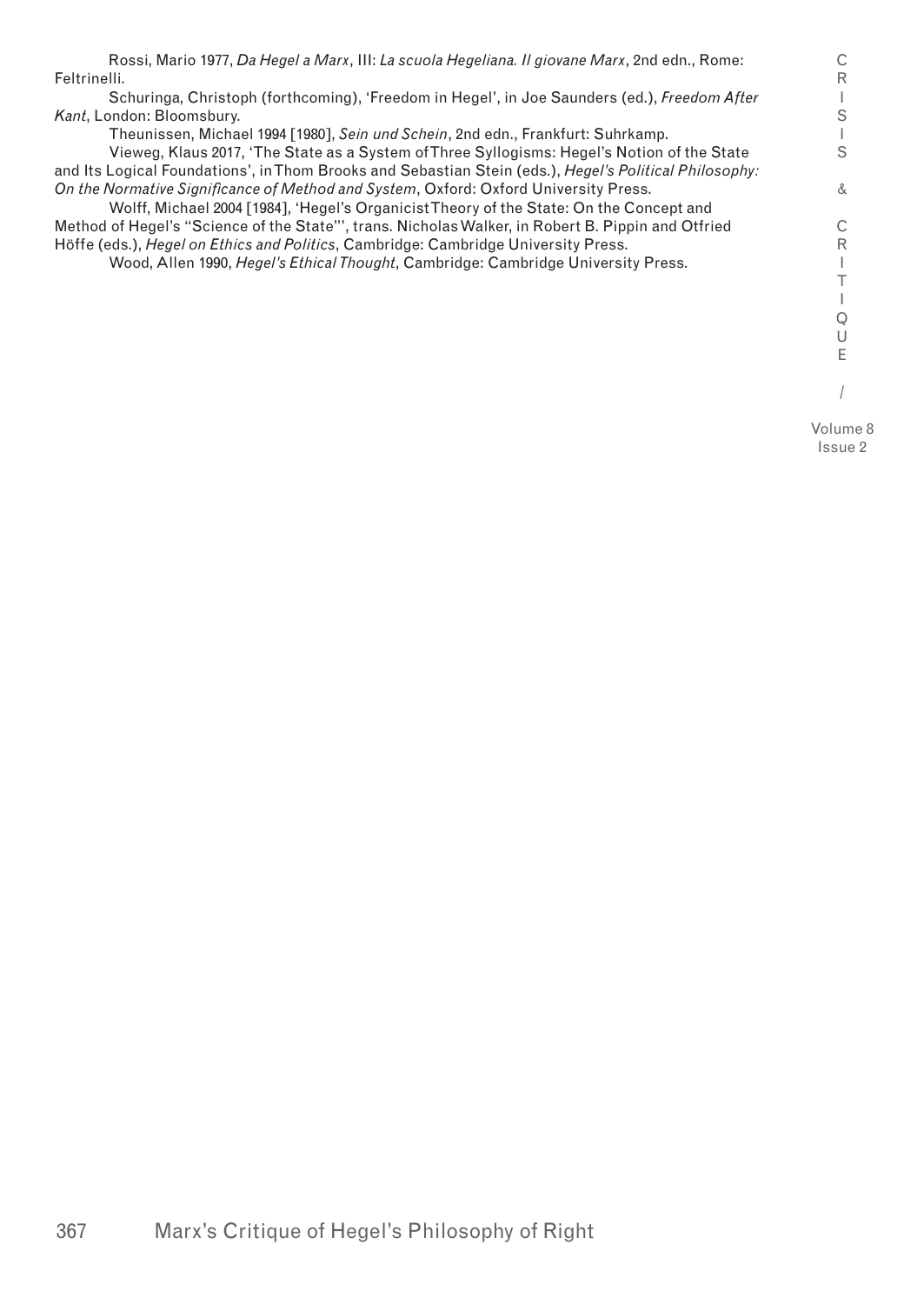Rossi, Mario 1977, *Da Hegel a Marx*, III: *La scuola Hegeliana. Il giovane Marx*, 2nd edn., Rome: Feltrinelli.

Schuringa, Christoph (forthcoming), 'Freedom in Hegel', in Joe Saunders (ed.), *Freedom After Kant*, London: Bloomsbury.

Theunissen, Michael 1994 [1980], *Sein und Schein*, 2nd edn., Frankfurt: Suhrkamp.

Vieweg, Klaus 2017, 'The State as a System of Three Syllogisms: Hegel's Notion of the State and Its Logical Foundations', in Thom Brooks and Sebastian Stein (eds.), *Hegel's Political Philosophy: On the Normative Significance of Method and System*, Oxford: Oxford University Press.

Wolff, Michael 2004 [1984], 'Hegel's Organicist Theory of the State: On the Concept and Method of Hegel's "Science of the State"', trans. Nicholas Walker, in Robert B. Pippin and Otfried Höffe (eds.), *Hegel on Ethics and Politics*, Cambridge: Cambridge University Press.

Wood, Allen 1990, *Hegel's Ethical Thought*, Cambridge: Cambridge University Press.